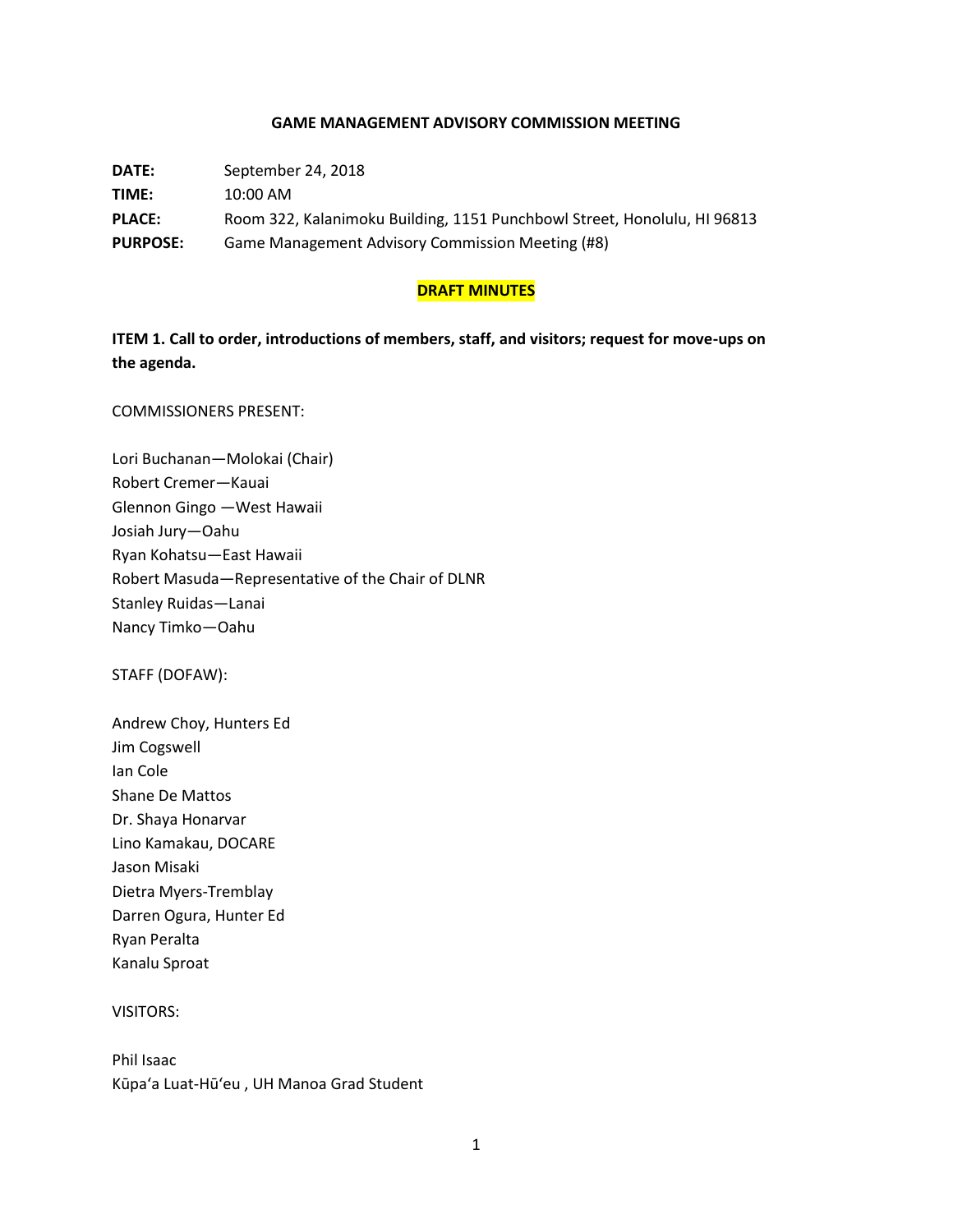# GAME MANAGEMENT ADVISORY COMMISSION MEETING

**DATE:** September 24, 2018

**TIME:** 10:00 AM

**PLACE:** Room 322, Kalanimoku Building, 1151 Punchbowl Street, Honolulu, HI 96813

**PURPOSE:** Game Management Advisory Commission Meeting (#8)

**DRAFT MINUTES**

**ITEM 1. Call to order, introductions of members, staff, and visitors; request for move-ups on the agenda.**

COMMISSIONERS PRESENT:

Lori Buchanan—Molokai (Chair)
Robert Cremer—Kauai
Glennon Gingo —West Hawaii
Josiah Jury—Oahu
Ryan Kohatsu—East Hawaii
Robert Masuda—Representative of the Chair of DLNR
Stanley Ruidas—Lanai
Nancy Timko—Oahu

STAFF (DOFAW):

Andrew Choy, Hunters Ed
Jim Cogswell
Ian Cole
Shane De Mattos
Dr. Shaya Honarvar
Lino Kamakau, DOCARE
Jason Misaki
Dietra Myers-Tremblay
Darren Ogura, Hunter Ed
Ryan Peralta
Kanalu Sproat

VISITORS:

Phil Isaac
Kūpaʻa Luat-Hūʻeu , UH Manoa Grad Student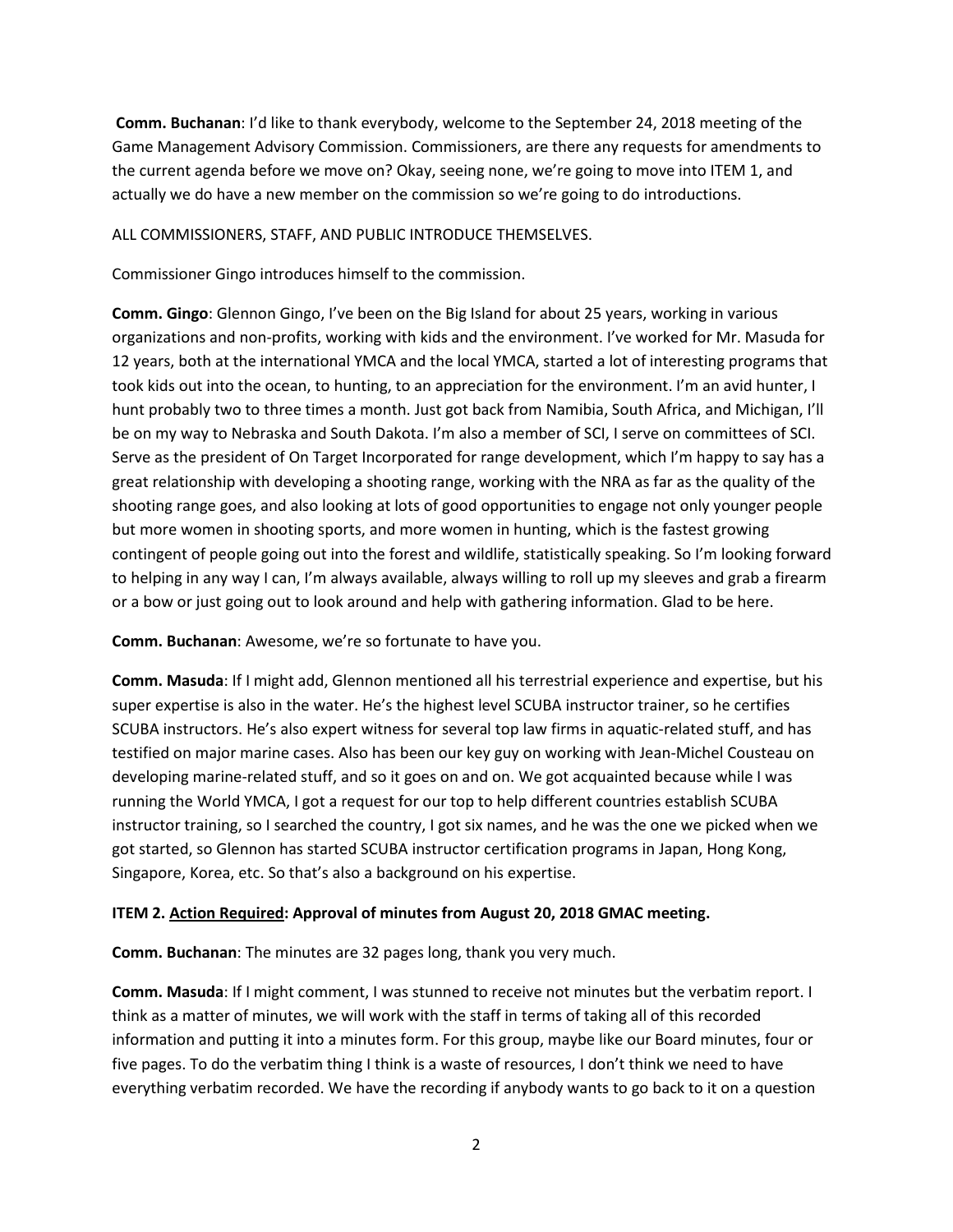**Comm. Buchanan**: I'd like to thank everybody, welcome to the September 24, 2018 meeting of the Game Management Advisory Commission. Commissioners, are there any requests for amendments to the current agenda before we move on? Okay, seeing none, we're going to move into ITEM 1, and actually we do have a new member on the commission so we're going to do introductions.

ALL COMMISSIONERS, STAFF, AND PUBLIC INTRODUCE THEMSELVES.

Commissioner Gingo introduces himself to the commission.

**Comm. Gingo**: Glennon Gingo, I've been on the Big Island for about 25 years, working in various organizations and non-profits, working with kids and the environment. I've worked for Mr. Masuda for 12 years, both at the international YMCA and the local YMCA, started a lot of interesting programs that took kids out into the ocean, to hunting, to an appreciation for the environment. I'm an avid hunter, I hunt probably two to three times a month. Just got back from Namibia, South Africa, and Michigan, I'll be on my way to Nebraska and South Dakota. I'm also a member of SCI, I serve on committees of SCI. Serve as the president of On Target Incorporated for range development, which I'm happy to say has a great relationship with developing a shooting range, working with the NRA as far as the quality of the shooting range goes, and also looking at lots of good opportunities to engage not only younger people but more women in shooting sports, and more women in hunting, which is the fastest growing contingent of people going out into the forest and wildlife, statistically speaking. So I'm looking forward to helping in any way I can, I'm always available, always willing to roll up my sleeves and grab a firearm or a bow or just going out to look around and help with gathering information. Glad to be here.

**Comm. Buchanan**: Awesome, we're so fortunate to have you.

**Comm. Masuda**: If I might add, Glennon mentioned all his terrestrial experience and expertise, but his super expertise is also in the water. He's the highest level SCUBA instructor trainer, so he certifies SCUBA instructors. He's also expert witness for several top law firms in aquatic-related stuff, and has testified on major marine cases. Also has been our key guy on working with Jean-Michel Cousteau on developing marine-related stuff, and so it goes on and on. We got acquainted because while I was running the World YMCA, I got a request for our top to help different countries establish SCUBA instructor training, so I searched the country, I got six names, and he was the one we picked when we got started, so Glennon has started SCUBA instructor certification programs in Japan, Hong Kong, Singapore, Korea, etc. So that's also a background on his expertise.

**ITEM 2. <u>Action Required</u>: Approval of minutes from August 20, 2018 GMAC meeting.**

**Comm. Buchanan**: The minutes are 32 pages long, thank you very much.

**Comm. Masuda**: If I might comment, I was stunned to receive not minutes but the verbatim report. I think as a matter of minutes, we will work with the staff in terms of taking all of this recorded information and putting it into a minutes form. For this group, maybe like our Board minutes, four or five pages. To do the verbatim thing I think is a waste of resources, I don't think we need to have everything verbatim recorded. We have the recording if anybody wants to go back to it on a question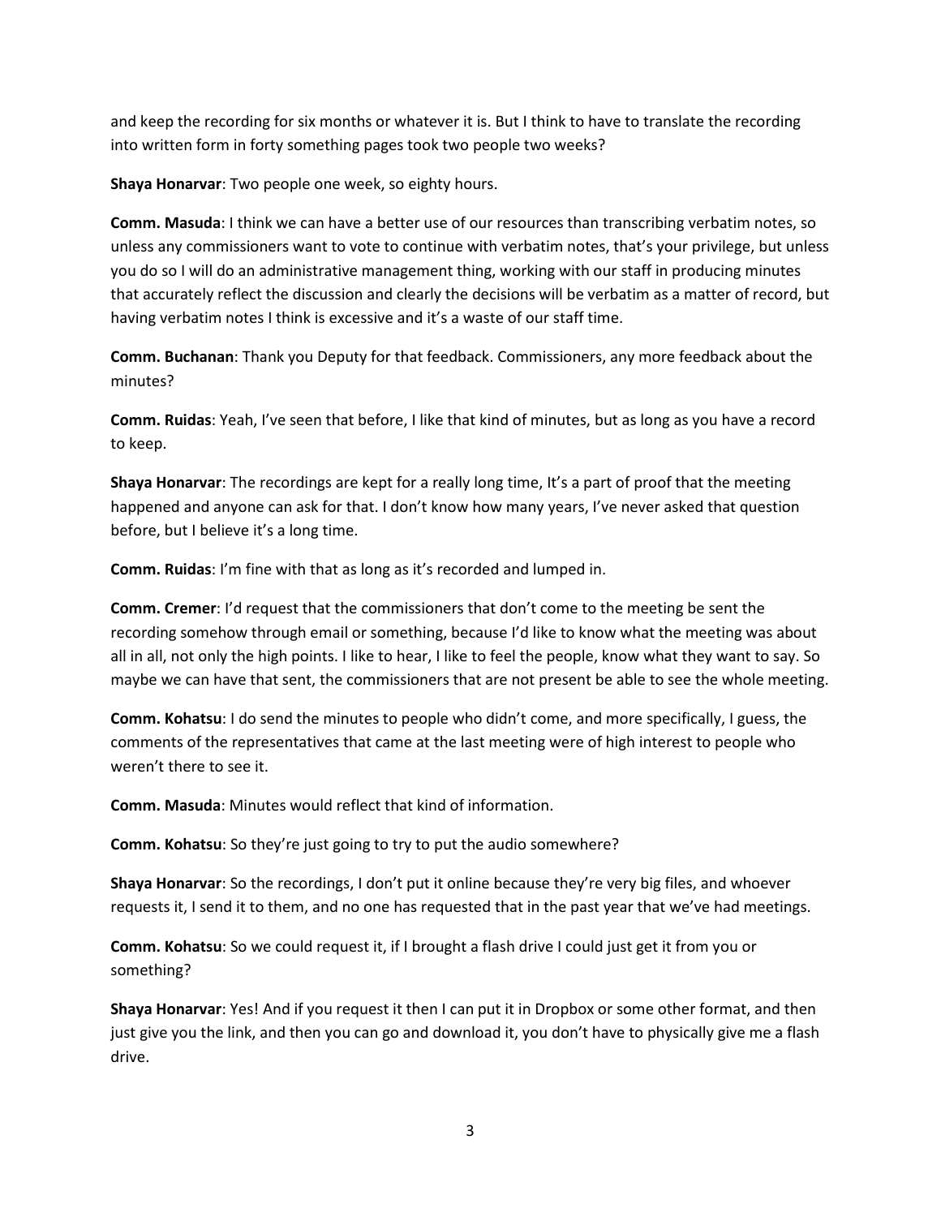and keep the recording for six months or whatever it is. But I think to have to translate the recording into written form in forty something pages took two people two weeks?

**Shaya Honarvar**: Two people one week, so eighty hours.

**Comm. Masuda**: I think we can have a better use of our resources than transcribing verbatim notes, so unless any commissioners want to vote to continue with verbatim notes, that's your privilege, but unless you do so I will do an administrative management thing, working with our staff in producing minutes that accurately reflect the discussion and clearly the decisions will be verbatim as a matter of record, but having verbatim notes I think is excessive and it's a waste of our staff time.

**Comm. Buchanan**: Thank you Deputy for that feedback. Commissioners, any more feedback about the minutes?

**Comm. Ruidas**: Yeah, I've seen that before, I like that kind of minutes, but as long as you have a record to keep.

**Shaya Honarvar**: The recordings are kept for a really long time, It's a part of proof that the meeting happened and anyone can ask for that. I don't know how many years, I've never asked that question before, but I believe it's a long time.

**Comm. Ruidas**: I'm fine with that as long as it's recorded and lumped in.

**Comm. Cremer**: I'd request that the commissioners that don't come to the meeting be sent the recording somehow through email or something, because I'd like to know what the meeting was about all in all, not only the high points. I like to hear, I like to feel the people, know what they want to say. So maybe we can have that sent, the commissioners that are not present be able to see the whole meeting.

**Comm. Kohatsu**: I do send the minutes to people who didn't come, and more specifically, I guess, the comments of the representatives that came at the last meeting were of high interest to people who weren't there to see it.

**Comm. Masuda**: Minutes would reflect that kind of information.

**Comm. Kohatsu**: So they're just going to try to put the audio somewhere?

**Shaya Honarvar**: So the recordings, I don't put it online because they're very big files, and whoever requests it, I send it to them, and no one has requested that in the past year that we've had meetings.

**Comm. Kohatsu**: So we could request it, if I brought a flash drive I could just get it from you or something?

**Shaya Honarvar**: Yes! And if you request it then I can put it in Dropbox or some other format, and then just give you the link, and then you can go and download it, you don't have to physically give me a flash drive.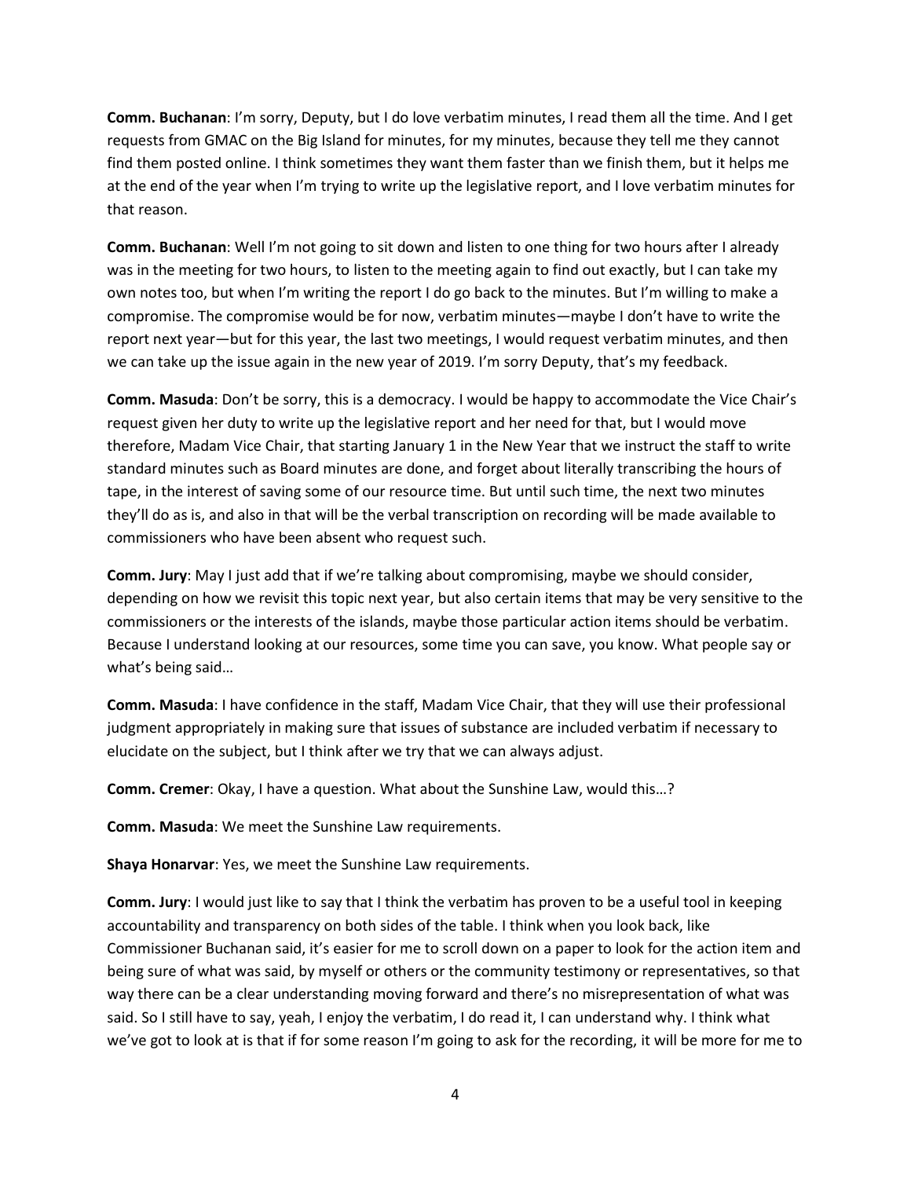**Comm. Buchanan**: I'm sorry, Deputy, but I do love verbatim minutes, I read them all the time. And I get requests from GMAC on the Big Island for minutes, for my minutes, because they tell me they cannot find them posted online. I think sometimes they want them faster than we finish them, but it helps me at the end of the year when I'm trying to write up the legislative report, and I love verbatim minutes for that reason.

**Comm. Buchanan**: Well I'm not going to sit down and listen to one thing for two hours after I already was in the meeting for two hours, to listen to the meeting again to find out exactly, but I can take my own notes too, but when I'm writing the report I do go back to the minutes. But I'm willing to make a compromise. The compromise would be for now, verbatim minutes—maybe I don't have to write the report next year—but for this year, the last two meetings, I would request verbatim minutes, and then we can take up the issue again in the new year of 2019. I'm sorry Deputy, that's my feedback.

**Comm. Masuda**: Don't be sorry, this is a democracy. I would be happy to accommodate the Vice Chair's request given her duty to write up the legislative report and her need for that, but I would move therefore, Madam Vice Chair, that starting January 1 in the New Year that we instruct the staff to write standard minutes such as Board minutes are done, and forget about literally transcribing the hours of tape, in the interest of saving some of our resource time. But until such time, the next two minutes they'll do as is, and also in that will be the verbal transcription on recording will be made available to commissioners who have been absent who request such.

**Comm. Jury**: May I just add that if we're talking about compromising, maybe we should consider, depending on how we revisit this topic next year, but also certain items that may be very sensitive to the commissioners or the interests of the islands, maybe those particular action items should be verbatim. Because I understand looking at our resources, some time you can save, you know. What people say or what's being said…

**Comm. Masuda**: I have confidence in the staff, Madam Vice Chair, that they will use their professional judgment appropriately in making sure that issues of substance are included verbatim if necessary to elucidate on the subject, but I think after we try that we can always adjust.

**Comm. Cremer**: Okay, I have a question. What about the Sunshine Law, would this…?

**Comm. Masuda**: We meet the Sunshine Law requirements.

**Shaya Honarvar**: Yes, we meet the Sunshine Law requirements.

**Comm. Jury**: I would just like to say that I think the verbatim has proven to be a useful tool in keeping accountability and transparency on both sides of the table. I think when you look back, like Commissioner Buchanan said, it's easier for me to scroll down on a paper to look for the action item and being sure of what was said, by myself or others or the community testimony or representatives, so that way there can be a clear understanding moving forward and there's no misrepresentation of what was said. So I still have to say, yeah, I enjoy the verbatim, I do read it, I can understand why. I think what we've got to look at is that if for some reason I'm going to ask for the recording, it will be more for me to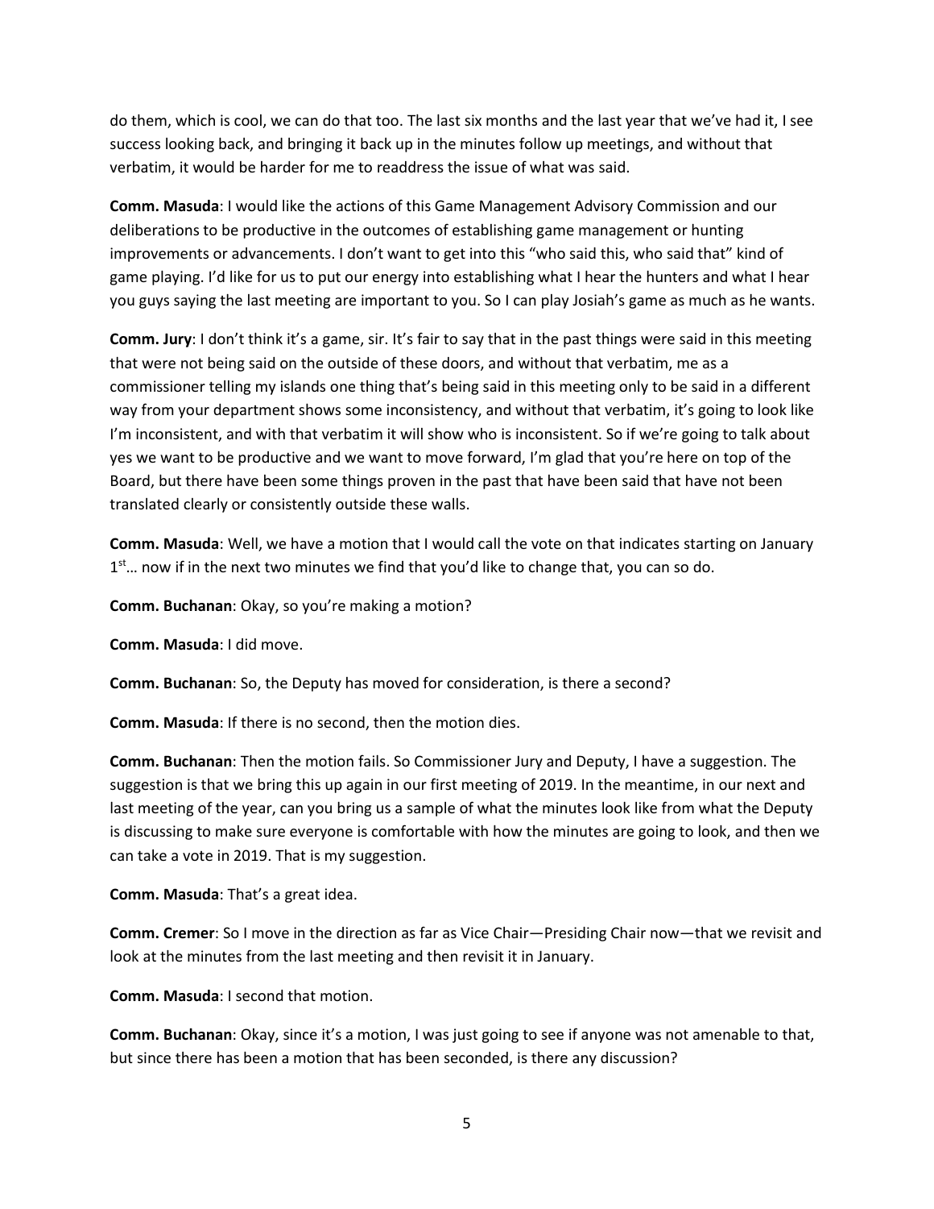do them, which is cool, we can do that too. The last six months and the last year that we've had it, I see success looking back, and bringing it back up in the minutes follow up meetings, and without that verbatim, it would be harder for me to readdress the issue of what was said.

**Comm. Masuda**: I would like the actions of this Game Management Advisory Commission and our deliberations to be productive in the outcomes of establishing game management or hunting improvements or advancements. I don't want to get into this "who said this, who said that" kind of game playing. I'd like for us to put our energy into establishing what I hear the hunters and what I hear you guys saying the last meeting are important to you. So I can play Josiah's game as much as he wants.

**Comm. Jury**: I don't think it's a game, sir. It's fair to say that in the past things were said in this meeting that were not being said on the outside of these doors, and without that verbatim, me as a commissioner telling my islands one thing that's being said in this meeting only to be said in a different way from your department shows some inconsistency, and without that verbatim, it's going to look like I'm inconsistent, and with that verbatim it will show who is inconsistent. So if we're going to talk about yes we want to be productive and we want to move forward, I'm glad that you're here on top of the Board, but there have been some things proven in the past that have been said that have not been translated clearly or consistently outside these walls.

**Comm. Masuda**: Well, we have a motion that I would call the vote on that indicates starting on January 1st… now if in the next two minutes we find that you'd like to change that, you can so do.

**Comm. Buchanan**: Okay, so you're making a motion?

**Comm. Masuda**: I did move.

**Comm. Buchanan**: So, the Deputy has moved for consideration, is there a second?

**Comm. Masuda**: If there is no second, then the motion dies.

**Comm. Buchanan**: Then the motion fails. So Commissioner Jury and Deputy, I have a suggestion. The suggestion is that we bring this up again in our first meeting of 2019. In the meantime, in our next and last meeting of the year, can you bring us a sample of what the minutes look like from what the Deputy is discussing to make sure everyone is comfortable with how the minutes are going to look, and then we can take a vote in 2019. That is my suggestion.

**Comm. Masuda**: That's a great idea.

**Comm. Cremer**: So I move in the direction as far as Vice Chair—Presiding Chair now—that we revisit and look at the minutes from the last meeting and then revisit it in January.

**Comm. Masuda**: I second that motion.

**Comm. Buchanan**: Okay, since it's a motion, I was just going to see if anyone was not amenable to that, but since there has been a motion that has been seconded, is there any discussion?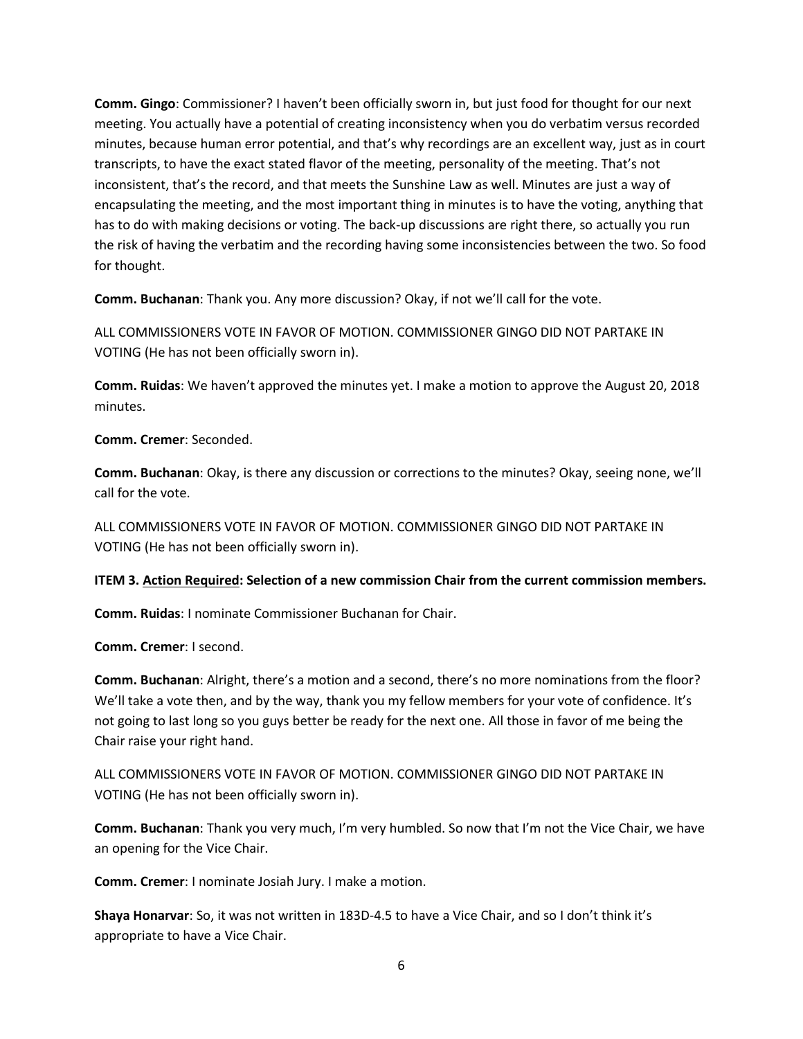**Comm. Gingo**: Commissioner? I haven't been officially sworn in, but just food for thought for our next meeting. You actually have a potential of creating inconsistency when you do verbatim versus recorded minutes, because human error potential, and that's why recordings are an excellent way, just as in court transcripts, to have the exact stated flavor of the meeting, personality of the meeting. That's not inconsistent, that's the record, and that meets the Sunshine Law as well. Minutes are just a way of encapsulating the meeting, and the most important thing in minutes is to have the voting, anything that has to do with making decisions or voting. The back-up discussions are right there, so actually you run the risk of having the verbatim and the recording having some inconsistencies between the two. So food for thought.

**Comm. Buchanan**: Thank you. Any more discussion? Okay, if not we'll call for the vote.

ALL COMMISSIONERS VOTE IN FAVOR OF MOTION. COMMISSIONER GINGO DID NOT PARTAKE IN VOTING (He has not been officially sworn in).

**Comm. Ruidas**: We haven't approved the minutes yet. I make a motion to approve the August 20, 2018 minutes.

**Comm. Cremer**: Seconded.

**Comm. Buchanan**: Okay, is there any discussion or corrections to the minutes? Okay, seeing none, we'll call for the vote.

ALL COMMISSIONERS VOTE IN FAVOR OF MOTION. COMMISSIONER GINGO DID NOT PARTAKE IN VOTING (He has not been officially sworn in).

**ITEM 3. Action Required: Selection of a new commission Chair from the current commission members.**

**Comm. Ruidas**: I nominate Commissioner Buchanan for Chair.

**Comm. Cremer**: I second.

**Comm. Buchanan**: Alright, there's a motion and a second, there's no more nominations from the floor? We'll take a vote then, and by the way, thank you my fellow members for your vote of confidence. It's not going to last long so you guys better be ready for the next one. All those in favor of me being the Chair raise your right hand.

ALL COMMISSIONERS VOTE IN FAVOR OF MOTION. COMMISSIONER GINGO DID NOT PARTAKE IN VOTING (He has not been officially sworn in).

**Comm. Buchanan**: Thank you very much, I'm very humbled. So now that I'm not the Vice Chair, we have an opening for the Vice Chair.

**Comm. Cremer**: I nominate Josiah Jury. I make a motion.

**Shaya Honarvar**: So, it was not written in 183D-4.5 to have a Vice Chair, and so I don't think it's appropriate to have a Vice Chair.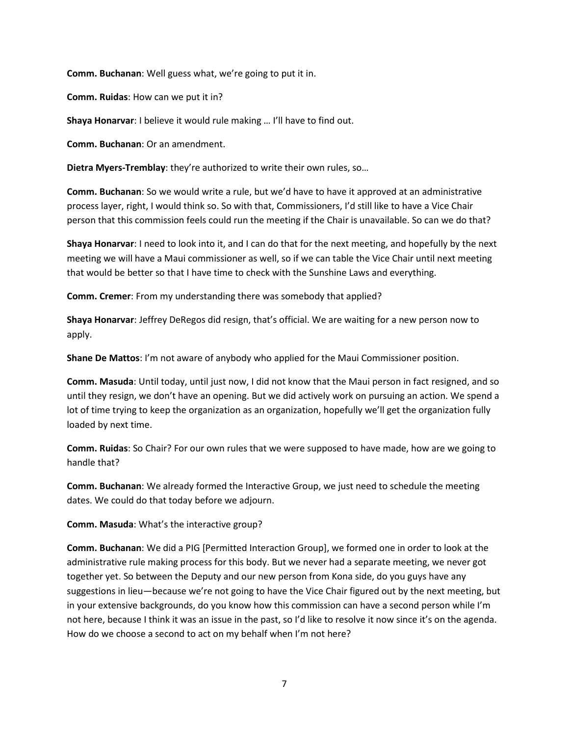**Comm. Buchanan**: Well guess what, we're going to put it in.

**Comm. Ruidas**: How can we put it in?

**Shaya Honarvar**: I believe it would rule making … I'll have to find out.

**Comm. Buchanan**: Or an amendment.

**Dietra Myers-Tremblay**: they're authorized to write their own rules, so…

**Comm. Buchanan**: So we would write a rule, but we'd have to have it approved at an administrative process layer, right, I would think so. So with that, Commissioners, I'd still like to have a Vice Chair person that this commission feels could run the meeting if the Chair is unavailable. So can we do that?

**Shaya Honarvar**: I need to look into it, and I can do that for the next meeting, and hopefully by the next meeting we will have a Maui commissioner as well, so if we can table the Vice Chair until next meeting that would be better so that I have time to check with the Sunshine Laws and everything.

**Comm. Cremer**: From my understanding there was somebody that applied?

**Shaya Honarvar**: Jeffrey DeRegos did resign, that's official. We are waiting for a new person now to apply.

**Shane De Mattos**: I'm not aware of anybody who applied for the Maui Commissioner position.

**Comm. Masuda**: Until today, until just now, I did not know that the Maui person in fact resigned, and so until they resign, we don't have an opening. But we did actively work on pursuing an action. We spend a lot of time trying to keep the organization as an organization, hopefully we'll get the organization fully loaded by next time.

**Comm. Ruidas**: So Chair? For our own rules that we were supposed to have made, how are we going to handle that?

**Comm. Buchanan**: We already formed the Interactive Group, we just need to schedule the meeting dates. We could do that today before we adjourn.

**Comm. Masuda**: What's the interactive group?

**Comm. Buchanan**: We did a PIG [Permitted Interaction Group], we formed one in order to look at the administrative rule making process for this body. But we never had a separate meeting, we never got together yet. So between the Deputy and our new person from Kona side, do you guys have any suggestions in lieu—because we're not going to have the Vice Chair figured out by the next meeting, but in your extensive backgrounds, do you know how this commission can have a second person while I'm not here, because I think it was an issue in the past, so I'd like to resolve it now since it's on the agenda. How do we choose a second to act on my behalf when I'm not here?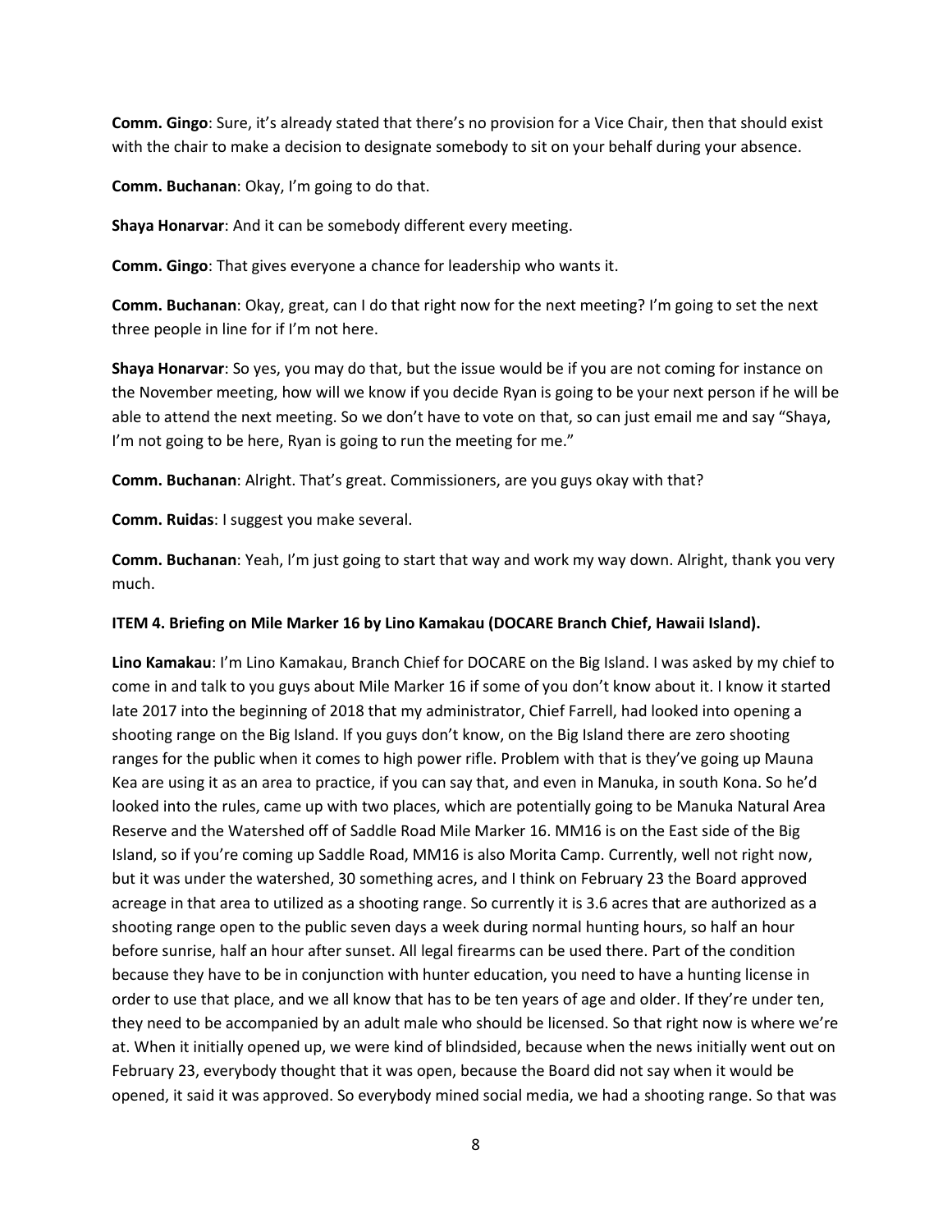**Comm. Gingo**: Sure, it's already stated that there's no provision for a Vice Chair, then that should exist with the chair to make a decision to designate somebody to sit on your behalf during your absence.

**Comm. Buchanan**: Okay, I'm going to do that.

**Shaya Honarvar**: And it can be somebody different every meeting.

**Comm. Gingo**: That gives everyone a chance for leadership who wants it.

**Comm. Buchanan**: Okay, great, can I do that right now for the next meeting? I'm going to set the next three people in line for if I'm not here.

**Shaya Honarvar**: So yes, you may do that, but the issue would be if you are not coming for instance on the November meeting, how will we know if you decide Ryan is going to be your next person if he will be able to attend the next meeting. So we don't have to vote on that, so can just email me and say "Shaya, I'm not going to be here, Ryan is going to run the meeting for me."

**Comm. Buchanan**: Alright. That's great. Commissioners, are you guys okay with that?

**Comm. Ruidas**: I suggest you make several.

**Comm. Buchanan**: Yeah, I'm just going to start that way and work my way down. Alright, thank you very much.

**ITEM 4. Briefing on Mile Marker 16 by Lino Kamakau (DOCARE Branch Chief, Hawaii Island).**

**Lino Kamakau**: I'm Lino Kamakau, Branch Chief for DOCARE on the Big Island. I was asked by my chief to come in and talk to you guys about Mile Marker 16 if some of you don't know about it. I know it started late 2017 into the beginning of 2018 that my administrator, Chief Farrell, had looked into opening a shooting range on the Big Island. If you guys don't know, on the Big Island there are zero shooting ranges for the public when it comes to high power rifle. Problem with that is they've going up Mauna Kea are using it as an area to practice, if you can say that, and even in Manuka, in south Kona. So he'd looked into the rules, came up with two places, which are potentially going to be Manuka Natural Area Reserve and the Watershed off of Saddle Road Mile Marker 16. MM16 is on the East side of the Big Island, so if you're coming up Saddle Road, MM16 is also Morita Camp. Currently, well not right now, but it was under the watershed, 30 something acres, and I think on February 23 the Board approved acreage in that area to utilized as a shooting range. So currently it is 3.6 acres that are authorized as a shooting range open to the public seven days a week during normal hunting hours, so half an hour before sunrise, half an hour after sunset. All legal firearms can be used there. Part of the condition because they have to be in conjunction with hunter education, you need to have a hunting license in order to use that place, and we all know that has to be ten years of age and older. If they're under ten, they need to be accompanied by an adult male who should be licensed. So that right now is where we're at. When it initially opened up, we were kind of blindsided, because when the news initially went out on February 23, everybody thought that it was open, because the Board did not say when it would be opened, it said it was approved. So everybody mined social media, we had a shooting range. So that was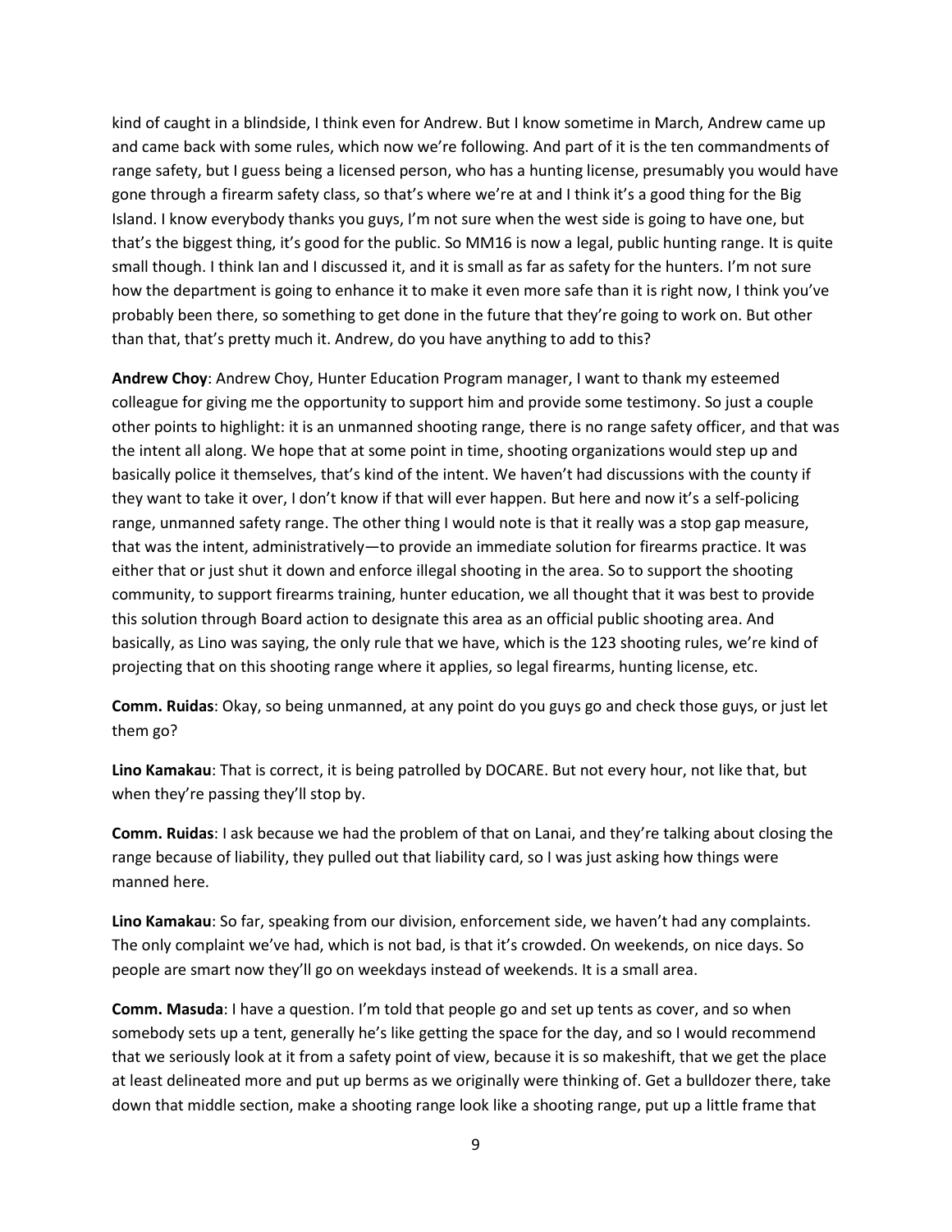kind of caught in a blindside, I think even for Andrew. But I know sometime in March, Andrew came up and came back with some rules, which now we're following. And part of it is the ten commandments of range safety, but I guess being a licensed person, who has a hunting license, presumably you would have gone through a firearm safety class, so that's where we're at and I think it's a good thing for the Big Island. I know everybody thanks you guys, I'm not sure when the west side is going to have one, but that's the biggest thing, it's good for the public. So MM16 is now a legal, public hunting range. It is quite small though. I think Ian and I discussed it, and it is small as far as safety for the hunters. I'm not sure how the department is going to enhance it to make it even more safe than it is right now, I think you've probably been there, so something to get done in the future that they're going to work on. But other than that, that's pretty much it. Andrew, do you have anything to add to this?

**Andrew Choy**: Andrew Choy, Hunter Education Program manager, I want to thank my esteemed colleague for giving me the opportunity to support him and provide some testimony. So just a couple other points to highlight: it is an unmanned shooting range, there is no range safety officer, and that was the intent all along. We hope that at some point in time, shooting organizations would step up and basically police it themselves, that's kind of the intent. We haven't had discussions with the county if they want to take it over, I don't know if that will ever happen. But here and now it's a self-policing range, unmanned safety range. The other thing I would note is that it really was a stop gap measure, that was the intent, administratively—to provide an immediate solution for firearms practice. It was either that or just shut it down and enforce illegal shooting in the area. So to support the shooting community, to support firearms training, hunter education, we all thought that it was best to provide this solution through Board action to designate this area as an official public shooting area. And basically, as Lino was saying, the only rule that we have, which is the 123 shooting rules, we're kind of projecting that on this shooting range where it applies, so legal firearms, hunting license, etc.

**Comm. Ruidas**: Okay, so being unmanned, at any point do you guys go and check those guys, or just let them go?

**Lino Kamakau**: That is correct, it is being patrolled by DOCARE. But not every hour, not like that, but when they're passing they'll stop by.

**Comm. Ruidas**: I ask because we had the problem of that on Lanai, and they're talking about closing the range because of liability, they pulled out that liability card, so I was just asking how things were manned here.

**Lino Kamakau**: So far, speaking from our division, enforcement side, we haven't had any complaints. The only complaint we've had, which is not bad, is that it's crowded. On weekends, on nice days. So people are smart now they'll go on weekdays instead of weekends. It is a small area.

**Comm. Masuda**: I have a question. I'm told that people go and set up tents as cover, and so when somebody sets up a tent, generally he's like getting the space for the day, and so I would recommend that we seriously look at it from a safety point of view, because it is so makeshift, that we get the place at least delineated more and put up berms as we originally were thinking of. Get a bulldozer there, take down that middle section, make a shooting range look like a shooting range, put up a little frame that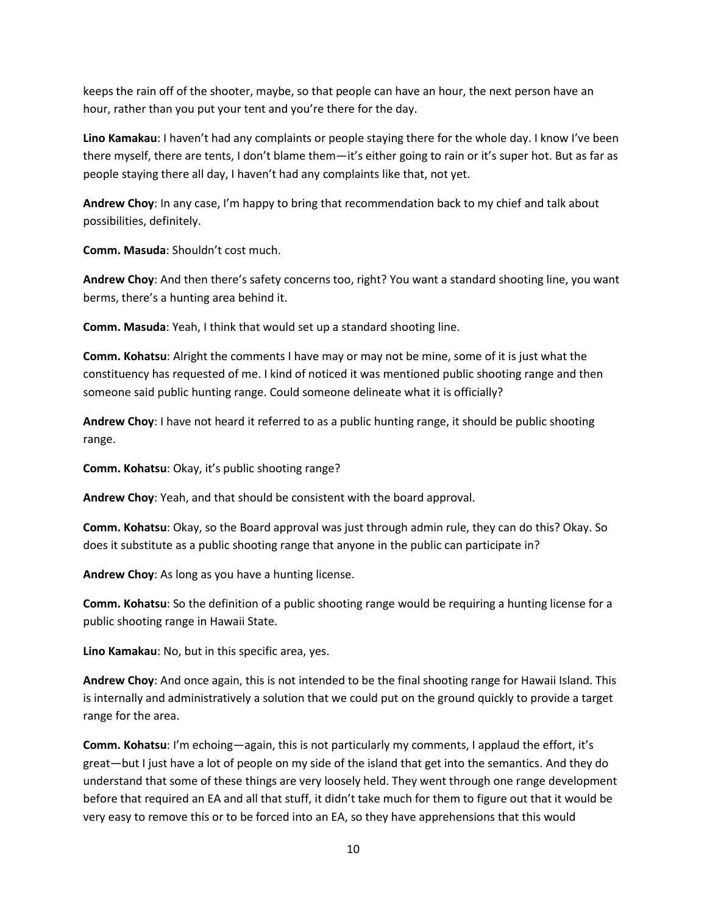keeps the rain off of the shooter, maybe, so that people can have an hour, the next person have an hour, rather than you put your tent and you're there for the day.

**Lino Kamakau**: I haven't had any complaints or people staying there for the whole day. I know I've been there myself, there are tents, I don't blame them—it's either going to rain or it's super hot. But as far as people staying there all day, I haven't had any complaints like that, not yet.

**Andrew Choy**: In any case, I'm happy to bring that recommendation back to my chief and talk about possibilities, definitely.

**Comm. Masuda**: Shouldn't cost much.

**Andrew Choy**: And then there's safety concerns too, right? You want a standard shooting line, you want berms, there's a hunting area behind it.

**Comm. Masuda**: Yeah, I think that would set up a standard shooting line.

**Comm. Kohatsu**: Alright the comments I have may or may not be mine, some of it is just what the constituency has requested of me. I kind of noticed it was mentioned public shooting range and then someone said public hunting range. Could someone delineate what it is officially?

**Andrew Choy**: I have not heard it referred to as a public hunting range, it should be public shooting range.

**Comm. Kohatsu**: Okay, it's public shooting range?

**Andrew Choy**: Yeah, and that should be consistent with the board approval.

**Comm. Kohatsu**: Okay, so the Board approval was just through admin rule, they can do this? Okay. So does it substitute as a public shooting range that anyone in the public can participate in?

**Andrew Choy**: As long as you have a hunting license.

**Comm. Kohatsu**: So the definition of a public shooting range would be requiring a hunting license for a public shooting range in Hawaii State.

**Lino Kamakau**: No, but in this specific area, yes.

**Andrew Choy**: And once again, this is not intended to be the final shooting range for Hawaii Island. This is internally and administratively a solution that we could put on the ground quickly to provide a target range for the area.

**Comm. Kohatsu**: I'm echoing—again, this is not particularly my comments, I applaud the effort, it's great—but I just have a lot of people on my side of the island that get into the semantics. And they do understand that some of these things are very loosely held. They went through one range development before that required an EA and all that stuff, it didn't take much for them to figure out that it would be very easy to remove this or to be forced into an EA, so they have apprehensions that this would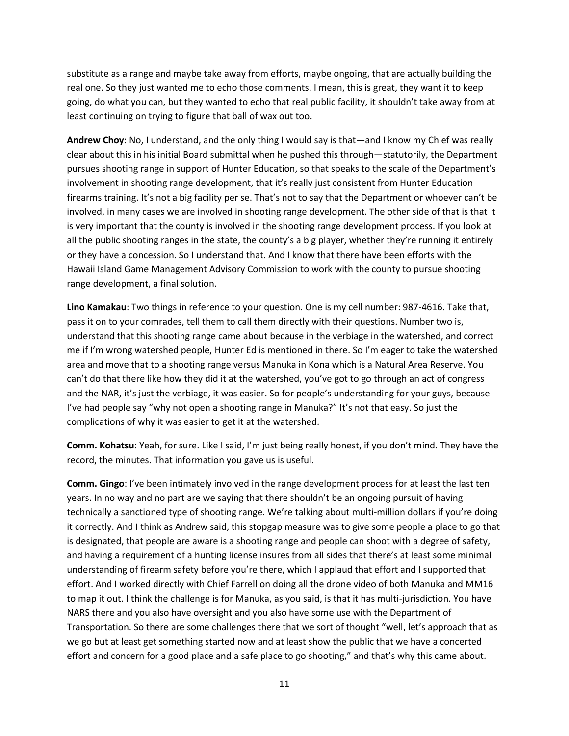substitute as a range and maybe take away from efforts, maybe ongoing, that are actually building the real one. So they just wanted me to echo those comments. I mean, this is great, they want it to keep going, do what you can, but they wanted to echo that real public facility, it shouldn't take away from at least continuing on trying to figure that ball of wax out too.

**Andrew Choy**: No, I understand, and the only thing I would say is that—and I know my Chief was really clear about this in his initial Board submittal when he pushed this through—statutorily, the Department pursues shooting range in support of Hunter Education, so that speaks to the scale of the Department's involvement in shooting range development, that it's really just consistent from Hunter Education firearms training. It's not a big facility per se. That's not to say that the Department or whoever can't be involved, in many cases we are involved in shooting range development. The other side of that is that it is very important that the county is involved in the shooting range development process. If you look at all the public shooting ranges in the state, the county's a big player, whether they're running it entirely or they have a concession. So I understand that. And I know that there have been efforts with the Hawaii Island Game Management Advisory Commission to work with the county to pursue shooting range development, a final solution.

**Lino Kamakau**: Two things in reference to your question. One is my cell number: 987-4616. Take that, pass it on to your comrades, tell them to call them directly with their questions. Number two is, understand that this shooting range came about because in the verbiage in the watershed, and correct me if I'm wrong watershed people, Hunter Ed is mentioned in there. So I'm eager to take the watershed area and move that to a shooting range versus Manuka in Kona which is a Natural Area Reserve. You can't do that there like how they did it at the watershed, you've got to go through an act of congress and the NAR, it's just the verbiage, it was easier. So for people's understanding for your guys, because I've had people say "why not open a shooting range in Manuka?" It's not that easy. So just the complications of why it was easier to get it at the watershed.

**Comm. Kohatsu**: Yeah, for sure. Like I said, I'm just being really honest, if you don't mind. They have the record, the minutes. That information you gave us is useful.

**Comm. Gingo**: I've been intimately involved in the range development process for at least the last ten years. In no way and no part are we saying that there shouldn't be an ongoing pursuit of having technically a sanctioned type of shooting range. We're talking about multi-million dollars if you're doing it correctly. And I think as Andrew said, this stopgap measure was to give some people a place to go that is designated, that people are aware is a shooting range and people can shoot with a degree of safety, and having a requirement of a hunting license insures from all sides that there's at least some minimal understanding of firearm safety before you're there, which I applaud that effort and I supported that effort. And I worked directly with Chief Farrell on doing all the drone video of both Manuka and MM16 to map it out. I think the challenge is for Manuka, as you said, is that it has multi-jurisdiction. You have NARS there and you also have oversight and you also have some use with the Department of Transportation. So there are some challenges there that we sort of thought "well, let's approach that as we go but at least get something started now and at least show the public that we have a concerted effort and concern for a good place and a safe place to go shooting," and that's why this came about.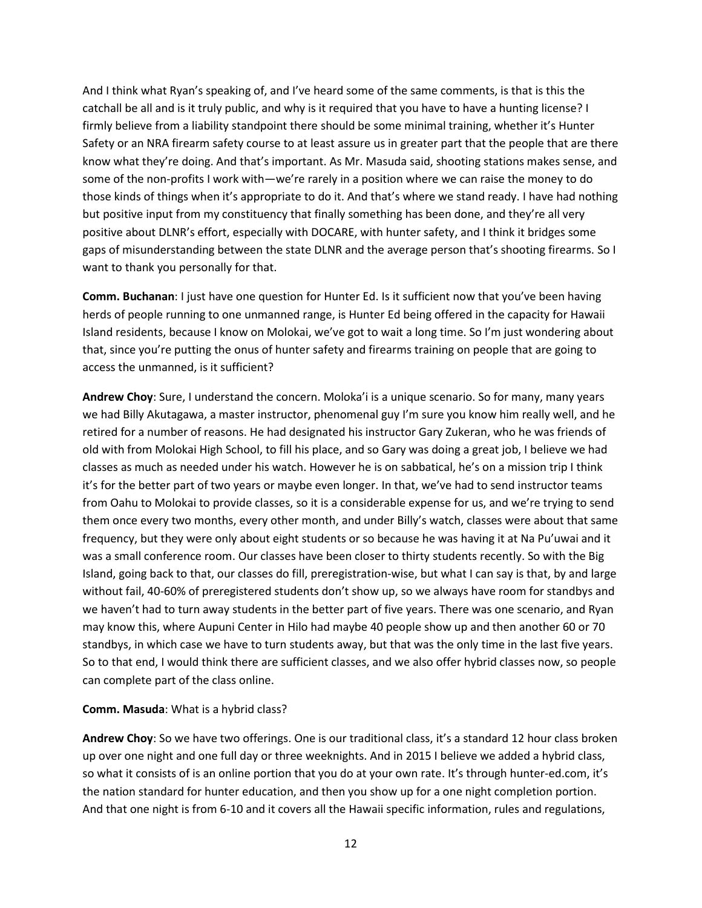And I think what Ryan's speaking of, and I've heard some of the same comments, is that is this the catchall be all and is it truly public, and why is it required that you have to have a hunting license? I firmly believe from a liability standpoint there should be some minimal training, whether it's Hunter Safety or an NRA firearm safety course to at least assure us in greater part that the people that are there know what they're doing. And that's important. As Mr. Masuda said, shooting stations makes sense, and some of the non-profits I work with—we're rarely in a position where we can raise the money to do those kinds of things when it's appropriate to do it. And that's where we stand ready. I have had nothing but positive input from my constituency that finally something has been done, and they're all very positive about DLNR's effort, especially with DOCARE, with hunter safety, and I think it bridges some gaps of misunderstanding between the state DLNR and the average person that's shooting firearms. So I want to thank you personally for that.

**Comm. Buchanan**: I just have one question for Hunter Ed. Is it sufficient now that you've been having herds of people running to one unmanned range, is Hunter Ed being offered in the capacity for Hawaii Island residents, because I know on Molokai, we've got to wait a long time. So I'm just wondering about that, since you're putting the onus of hunter safety and firearms training on people that are going to access the unmanned, is it sufficient?

**Andrew Choy**: Sure, I understand the concern. Moloka'i is a unique scenario. So for many, many years we had Billy Akutagawa, a master instructor, phenomenal guy I'm sure you know him really well, and he retired for a number of reasons. He had designated his instructor Gary Zukeran, who he was friends of old with from Molokai High School, to fill his place, and so Gary was doing a great job, I believe we had classes as much as needed under his watch. However he is on sabbatical, he's on a mission trip I think it's for the better part of two years or maybe even longer. In that, we've had to send instructor teams from Oahu to Molokai to provide classes, so it is a considerable expense for us, and we're trying to send them once every two months, every other month, and under Billy's watch, classes were about that same frequency, but they were only about eight students or so because he was having it at Na Pu'uwai and it was a small conference room. Our classes have been closer to thirty students recently. So with the Big Island, going back to that, our classes do fill, preregistration-wise, but what I can say is that, by and large without fail, 40-60% of preregistered students don't show up, so we always have room for standbys and we haven't had to turn away students in the better part of five years. There was one scenario, and Ryan may know this, where Aupuni Center in Hilo had maybe 40 people show up and then another 60 or 70 standbys, in which case we have to turn students away, but that was the only time in the last five years. So to that end, I would think there are sufficient classes, and we also offer hybrid classes now, so people can complete part of the class online.

**Comm. Masuda**: What is a hybrid class?

**Andrew Choy**: So we have two offerings. One is our traditional class, it's a standard 12 hour class broken up over one night and one full day or three weeknights. And in 2015 I believe we added a hybrid class, so what it consists of is an online portion that you do at your own rate. It's through hunter-ed.com, it's the nation standard for hunter education, and then you show up for a one night completion portion. And that one night is from 6-10 and it covers all the Hawaii specific information, rules and regulations,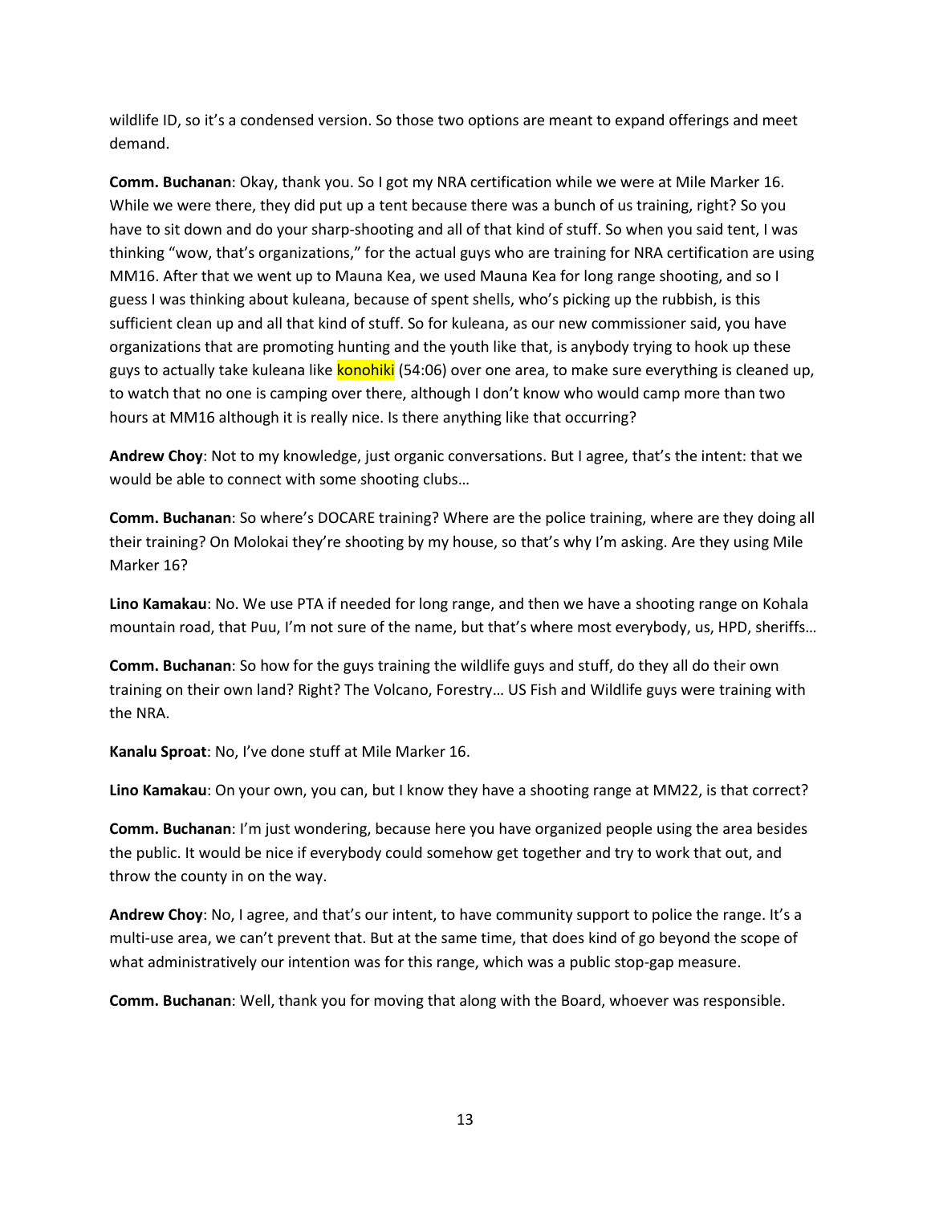wildlife ID, so it's a condensed version. So those two options are meant to expand offerings and meet demand.

**Comm. Buchanan**: Okay, thank you. So I got my NRA certification while we were at Mile Marker 16. While we were there, they did put up a tent because there was a bunch of us training, right? So you have to sit down and do your sharp-shooting and all of that kind of stuff. So when you said tent, I was thinking "wow, that's organizations," for the actual guys who are training for NRA certification are using MM16. After that we went up to Mauna Kea, we used Mauna Kea for long range shooting, and so I guess I was thinking about kuleana, because of spent shells, who's picking up the rubbish, is this sufficient clean up and all that kind of stuff. So for kuleana, as our new commissioner said, you have organizations that are promoting hunting and the youth like that, is anybody trying to hook up these guys to actually take kuleana like konohiki (54:06) over one area, to make sure everything is cleaned up, to watch that no one is camping over there, although I don't know who would camp more than two hours at MM16 although it is really nice. Is there anything like that occurring?

**Andrew Choy**: Not to my knowledge, just organic conversations. But I agree, that's the intent: that we would be able to connect with some shooting clubs…

**Comm. Buchanan**: So where's DOCARE training? Where are the police training, where are they doing all their training? On Molokai they're shooting by my house, so that's why I'm asking. Are they using Mile Marker 16?

**Lino Kamakau**: No. We use PTA if needed for long range, and then we have a shooting range on Kohala mountain road, that Puu, I'm not sure of the name, but that's where most everybody, us, HPD, sheriffs…

**Comm. Buchanan**: So how for the guys training the wildlife guys and stuff, do they all do their own training on their own land? Right? The Volcano, Forestry… US Fish and Wildlife guys were training with the NRA.

**Kanalu Sproat**: No, I've done stuff at Mile Marker 16.

**Lino Kamakau**: On your own, you can, but I know they have a shooting range at MM22, is that correct?

**Comm. Buchanan**: I'm just wondering, because here you have organized people using the area besides the public. It would be nice if everybody could somehow get together and try to work that out, and throw the county in on the way.

**Andrew Choy**: No, I agree, and that's our intent, to have community support to police the range. It's a multi-use area, we can't prevent that. But at the same time, that does kind of go beyond the scope of what administratively our intention was for this range, which was a public stop-gap measure.

**Comm. Buchanan**: Well, thank you for moving that along with the Board, whoever was responsible.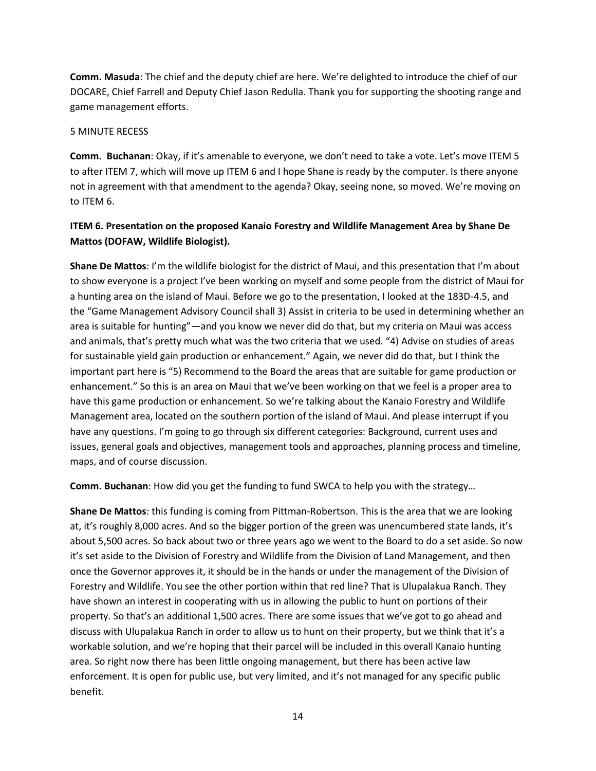**Comm. Masuda**: The chief and the deputy chief are here. We're delighted to introduce the chief of our DOCARE, Chief Farrell and Deputy Chief Jason Redulla. Thank you for supporting the shooting range and game management efforts.

5 MINUTE RECESS

**Comm. Buchanan**: Okay, if it's amenable to everyone, we don't need to take a vote. Let's move ITEM 5 to after ITEM 7, which will move up ITEM 6 and I hope Shane is ready by the computer. Is there anyone not in agreement with that amendment to the agenda? Okay, seeing none, so moved. We're moving on to ITEM 6.

**ITEM 6. Presentation on the proposed Kanaio Forestry and Wildlife Management Area by Shane De Mattos (DOFAW, Wildlife Biologist).**

**Shane De Mattos**: I'm the wildlife biologist for the district of Maui, and this presentation that I'm about to show everyone is a project I've been working on myself and some people from the district of Maui for a hunting area on the island of Maui. Before we go to the presentation, I looked at the 183D-4.5, and the "Game Management Advisory Council shall 3) Assist in criteria to be used in determining whether an area is suitable for hunting"—and you know we never did do that, but my criteria on Maui was access and animals, that's pretty much what was the two criteria that we used. "4) Advise on studies of areas for sustainable yield gain production or enhancement." Again, we never did do that, but I think the important part here is "5) Recommend to the Board the areas that are suitable for game production or enhancement." So this is an area on Maui that we've been working on that we feel is a proper area to have this game production or enhancement. So we're talking about the Kanaio Forestry and Wildlife Management area, located on the southern portion of the island of Maui. And please interrupt if you have any questions. I'm going to go through six different categories: Background, current uses and issues, general goals and objectives, management tools and approaches, planning process and timeline, maps, and of course discussion.

**Comm. Buchanan**: How did you get the funding to fund SWCA to help you with the strategy…

**Shane De Mattos**: this funding is coming from Pittman-Robertson. This is the area that we are looking at, it's roughly 8,000 acres. And so the bigger portion of the green was unencumbered state lands, it's about 5,500 acres. So back about two or three years ago we went to the Board to do a set aside. So now it's set aside to the Division of Forestry and Wildlife from the Division of Land Management, and then once the Governor approves it, it should be in the hands or under the management of the Division of Forestry and Wildlife. You see the other portion within that red line? That is Ulupalakua Ranch. They have shown an interest in cooperating with us in allowing the public to hunt on portions of their property. So that's an additional 1,500 acres. There are some issues that we've got to go ahead and discuss with Ulupalakua Ranch in order to allow us to hunt on their property, but we think that it's a workable solution, and we're hoping that their parcel will be included in this overall Kanaio hunting area. So right now there has been little ongoing management, but there has been active law enforcement. It is open for public use, but very limited, and it's not managed for any specific public benefit.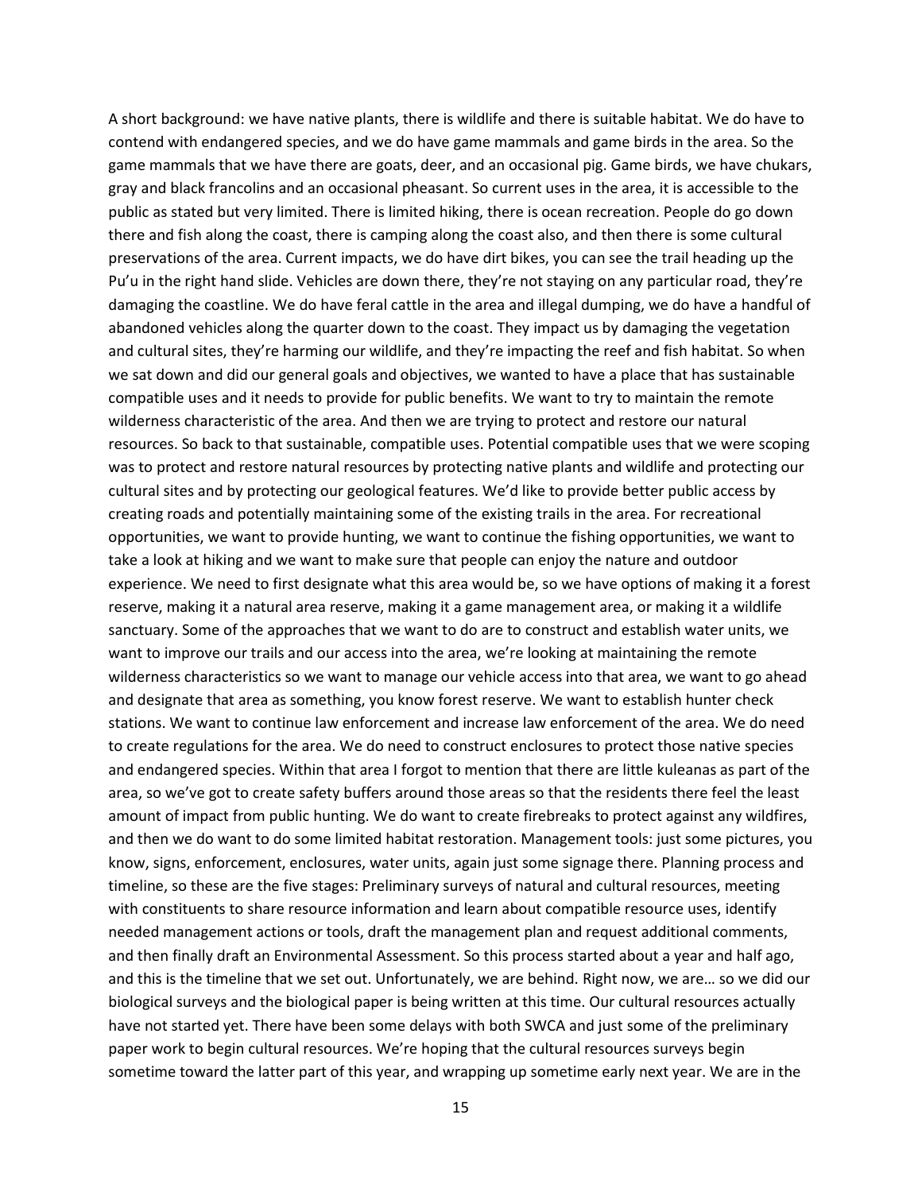A short background: we have native plants, there is wildlife and there is suitable habitat. We do have to contend with endangered species, and we do have game mammals and game birds in the area. So the game mammals that we have there are goats, deer, and an occasional pig. Game birds, we have chukars, gray and black francolins and an occasional pheasant. So current uses in the area, it is accessible to the public as stated but very limited. There is limited hiking, there is ocean recreation. People do go down there and fish along the coast, there is camping along the coast also, and then there is some cultural preservations of the area. Current impacts, we do have dirt bikes, you can see the trail heading up the Pu'u in the right hand slide. Vehicles are down there, they're not staying on any particular road, they're damaging the coastline. We do have feral cattle in the area and illegal dumping, we do have a handful of abandoned vehicles along the quarter down to the coast. They impact us by damaging the vegetation and cultural sites, they're harming our wildlife, and they're impacting the reef and fish habitat. So when we sat down and did our general goals and objectives, we wanted to have a place that has sustainable compatible uses and it needs to provide for public benefits. We want to try to maintain the remote wilderness characteristic of the area. And then we are trying to protect and restore our natural resources. So back to that sustainable, compatible uses. Potential compatible uses that we were scoping was to protect and restore natural resources by protecting native plants and wildlife and protecting our cultural sites and by protecting our geological features. We'd like to provide better public access by creating roads and potentially maintaining some of the existing trails in the area. For recreational opportunities, we want to provide hunting, we want to continue the fishing opportunities, we want to take a look at hiking and we want to make sure that people can enjoy the nature and outdoor experience. We need to first designate what this area would be, so we have options of making it a forest reserve, making it a natural area reserve, making it a game management area, or making it a wildlife sanctuary. Some of the approaches that we want to do are to construct and establish water units, we want to improve our trails and our access into the area, we're looking at maintaining the remote wilderness characteristics so we want to manage our vehicle access into that area, we want to go ahead and designate that area as something, you know forest reserve. We want to establish hunter check stations. We want to continue law enforcement and increase law enforcement of the area. We do need to create regulations for the area. We do need to construct enclosures to protect those native species and endangered species. Within that area I forgot to mention that there are little kuleanas as part of the area, so we've got to create safety buffers around those areas so that the residents there feel the least amount of impact from public hunting. We do want to create firebreaks to protect against any wildfires, and then we do want to do some limited habitat restoration. Management tools: just some pictures, you know, signs, enforcement, enclosures, water units, again just some signage there. Planning process and timeline, so these are the five stages: Preliminary surveys of natural and cultural resources, meeting with constituents to share resource information and learn about compatible resource uses, identify needed management actions or tools, draft the management plan and request additional comments, and then finally draft an Environmental Assessment. So this process started about a year and half ago, and this is the timeline that we set out. Unfortunately, we are behind. Right now, we are… so we did our biological surveys and the biological paper is being written at this time. Our cultural resources actually have not started yet. There have been some delays with both SWCA and just some of the preliminary paper work to begin cultural resources. We're hoping that the cultural resources surveys begin sometime toward the latter part of this year, and wrapping up sometime early next year. We are in the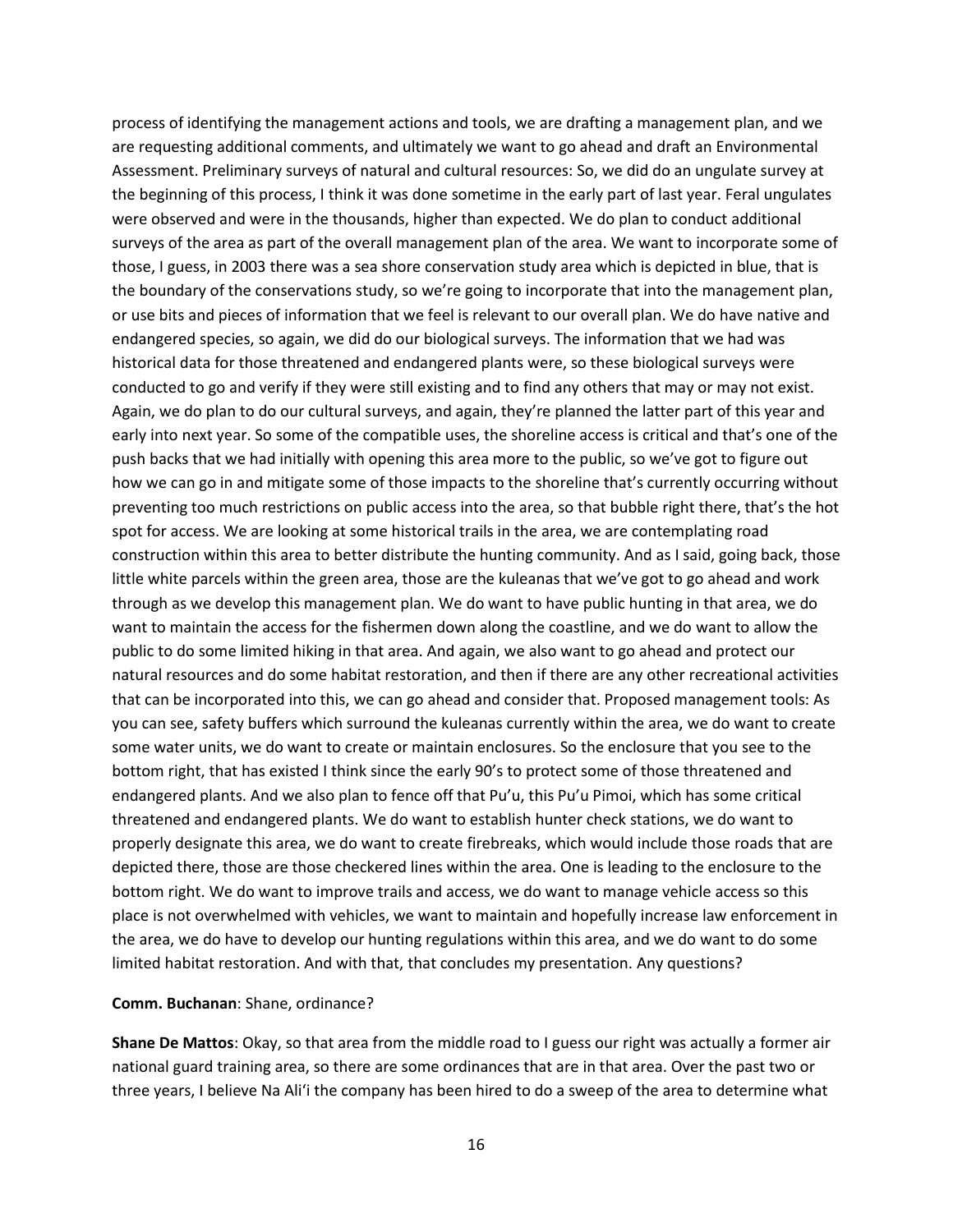process of identifying the management actions and tools, we are drafting a management plan, and we are requesting additional comments, and ultimately we want to go ahead and draft an Environmental Assessment. Preliminary surveys of natural and cultural resources: So, we did do an ungulate survey at the beginning of this process, I think it was done sometime in the early part of last year. Feral ungulates were observed and were in the thousands, higher than expected. We do plan to conduct additional surveys of the area as part of the overall management plan of the area. We want to incorporate some of those, I guess, in 2003 there was a sea shore conservation study area which is depicted in blue, that is the boundary of the conservations study, so we're going to incorporate that into the management plan, or use bits and pieces of information that we feel is relevant to our overall plan. We do have native and endangered species, so again, we did do our biological surveys. The information that we had was historical data for those threatened and endangered plants were, so these biological surveys were conducted to go and verify if they were still existing and to find any others that may or may not exist. Again, we do plan to do our cultural surveys, and again, they're planned the latter part of this year and early into next year. So some of the compatible uses, the shoreline access is critical and that's one of the push backs that we had initially with opening this area more to the public, so we've got to figure out how we can go in and mitigate some of those impacts to the shoreline that's currently occurring without preventing too much restrictions on public access into the area, so that bubble right there, that's the hot spot for access. We are looking at some historical trails in the area, we are contemplating road construction within this area to better distribute the hunting community. And as I said, going back, those little white parcels within the green area, those are the kuleanas that we've got to go ahead and work through as we develop this management plan. We do want to have public hunting in that area, we do want to maintain the access for the fishermen down along the coastline, and we do want to allow the public to do some limited hiking in that area. And again, we also want to go ahead and protect our natural resources and do some habitat restoration, and then if there are any other recreational activities that can be incorporated into this, we can go ahead and consider that. Proposed management tools: As you can see, safety buffers which surround the kuleanas currently within the area, we do want to create some water units, we do want to create or maintain enclosures. So the enclosure that you see to the bottom right, that has existed I think since the early 90's to protect some of those threatened and endangered plants. And we also plan to fence off that Pu'u, this Pu'u Pimoi, which has some critical threatened and endangered plants. We do want to establish hunter check stations, we do want to properly designate this area, we do want to create firebreaks, which would include those roads that are depicted there, those are those checkered lines within the area. One is leading to the enclosure to the bottom right. We do want to improve trails and access, we do want to manage vehicle access so this place is not overwhelmed with vehicles, we want to maintain and hopefully increase law enforcement in the area, we do have to develop our hunting regulations within this area, and we do want to do some limited habitat restoration. And with that, that concludes my presentation. Any questions?

**Comm. Buchanan**: Shane, ordinance?

**Shane De Mattos**: Okay, so that area from the middle road to I guess our right was actually a former air national guard training area, so there are some ordinances that are in that area. Over the past two or three years, I believe Na Ali'i the company has been hired to do a sweep of the area to determine what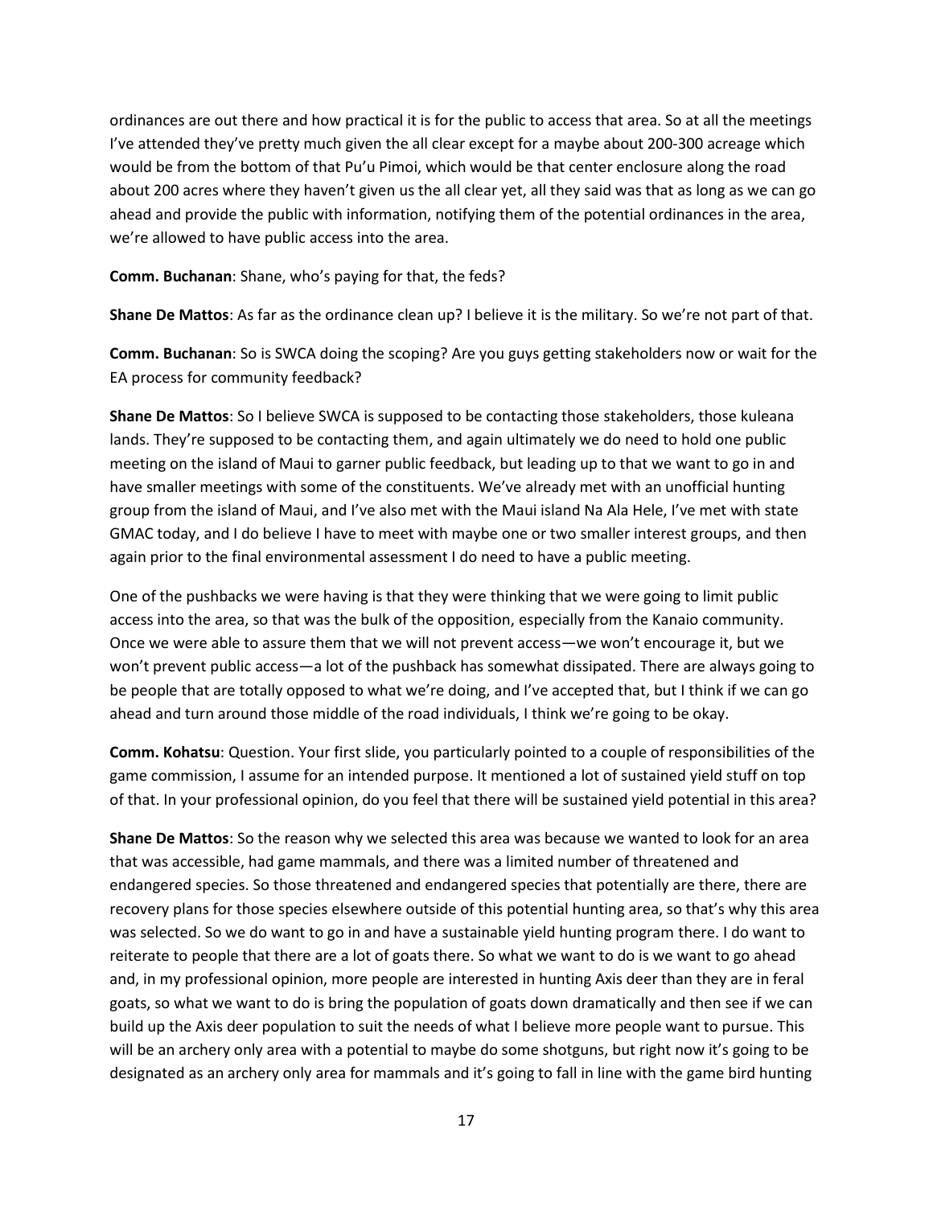ordinances are out there and how practical it is for the public to access that area. So at all the meetings I've attended they've pretty much given the all clear except for a maybe about 200-300 acreage which would be from the bottom of that Pu'u Pimoi, which would be that center enclosure along the road about 200 acres where they haven't given us the all clear yet, all they said was that as long as we can go ahead and provide the public with information, notifying them of the potential ordinances in the area, we're allowed to have public access into the area.

**Comm. Buchanan**: Shane, who's paying for that, the feds?

**Shane De Mattos**: As far as the ordinance clean up? I believe it is the military. So we're not part of that.

**Comm. Buchanan**: So is SWCA doing the scoping? Are you guys getting stakeholders now or wait for the EA process for community feedback?

**Shane De Mattos**: So I believe SWCA is supposed to be contacting those stakeholders, those kuleana lands. They're supposed to be contacting them, and again ultimately we do need to hold one public meeting on the island of Maui to garner public feedback, but leading up to that we want to go in and have smaller meetings with some of the constituents. We've already met with an unofficial hunting group from the island of Maui, and I've also met with the Maui island Na Ala Hele, I've met with state GMAC today, and I do believe I have to meet with maybe one or two smaller interest groups, and then again prior to the final environmental assessment I do need to have a public meeting.

One of the pushbacks we were having is that they were thinking that we were going to limit public access into the area, so that was the bulk of the opposition, especially from the Kanaio community. Once we were able to assure them that we will not prevent access—we won't encourage it, but we won't prevent public access—a lot of the pushback has somewhat dissipated. There are always going to be people that are totally opposed to what we're doing, and I've accepted that, but I think if we can go ahead and turn around those middle of the road individuals, I think we're going to be okay.

**Comm. Kohatsu**: Question. Your first slide, you particularly pointed to a couple of responsibilities of the game commission, I assume for an intended purpose. It mentioned a lot of sustained yield stuff on top of that. In your professional opinion, do you feel that there will be sustained yield potential in this area?

**Shane De Mattos**: So the reason why we selected this area was because we wanted to look for an area that was accessible, had game mammals, and there was a limited number of threatened and endangered species. So those threatened and endangered species that potentially are there, there are recovery plans for those species elsewhere outside of this potential hunting area, so that's why this area was selected. So we do want to go in and have a sustainable yield hunting program there. I do want to reiterate to people that there are a lot of goats there. So what we want to do is we want to go ahead and, in my professional opinion, more people are interested in hunting Axis deer than they are in feral goats, so what we want to do is bring the population of goats down dramatically and then see if we can build up the Axis deer population to suit the needs of what I believe more people want to pursue. This will be an archery only area with a potential to maybe do some shotguns, but right now it's going to be designated as an archery only area for mammals and it's going to fall in line with the game bird hunting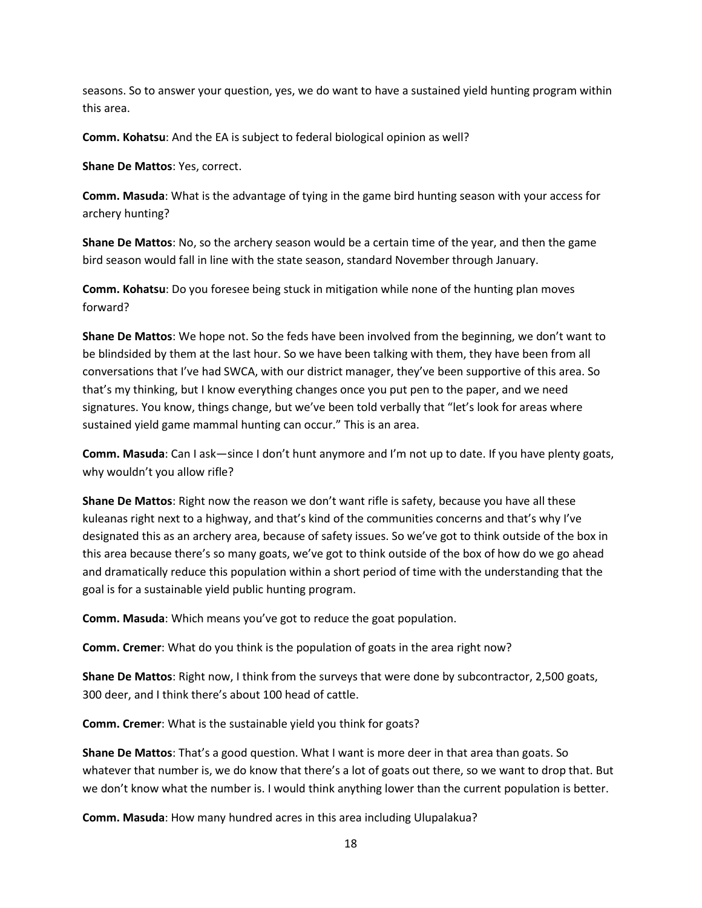seasons. So to answer your question, yes, we do want to have a sustained yield hunting program within this area.

**Comm. Kohatsu**: And the EA is subject to federal biological opinion as well?

**Shane De Mattos**: Yes, correct.

**Comm. Masuda**: What is the advantage of tying in the game bird hunting season with your access for archery hunting?

**Shane De Mattos**: No, so the archery season would be a certain time of the year, and then the game bird season would fall in line with the state season, standard November through January.

**Comm. Kohatsu**: Do you foresee being stuck in mitigation while none of the hunting plan moves forward?

**Shane De Mattos**: We hope not. So the feds have been involved from the beginning, we don't want to be blindsided by them at the last hour. So we have been talking with them, they have been from all conversations that I've had SWCA, with our district manager, they've been supportive of this area. So that's my thinking, but I know everything changes once you put pen to the paper, and we need signatures. You know, things change, but we've been told verbally that "let's look for areas where sustained yield game mammal hunting can occur." This is an area.

**Comm. Masuda**: Can I ask—since I don't hunt anymore and I'm not up to date. If you have plenty goats, why wouldn't you allow rifle?

**Shane De Mattos**: Right now the reason we don't want rifle is safety, because you have all these kuleanas right next to a highway, and that's kind of the communities concerns and that's why I've designated this as an archery area, because of safety issues. So we've got to think outside of the box in this area because there's so many goats, we've got to think outside of the box of how do we go ahead and dramatically reduce this population within a short period of time with the understanding that the goal is for a sustainable yield public hunting program.

**Comm. Masuda**: Which means you've got to reduce the goat population.

**Comm. Cremer**: What do you think is the population of goats in the area right now?

**Shane De Mattos**: Right now, I think from the surveys that were done by subcontractor, 2,500 goats, 300 deer, and I think there's about 100 head of cattle.

**Comm. Cremer**: What is the sustainable yield you think for goats?

**Shane De Mattos**: That's a good question. What I want is more deer in that area than goats. So whatever that number is, we do know that there's a lot of goats out there, so we want to drop that. But we don't know what the number is. I would think anything lower than the current population is better.

**Comm. Masuda**: How many hundred acres in this area including Ulupalakua?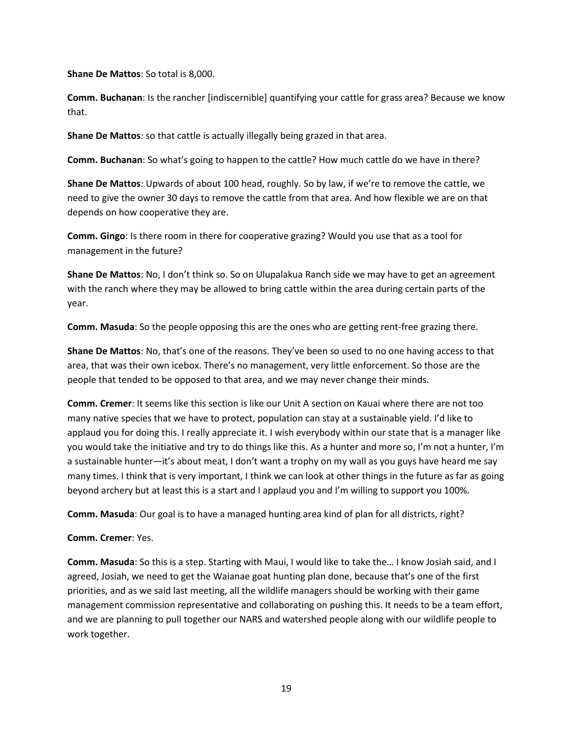**Shane De Mattos**: So total is 8,000.

**Comm. Buchanan**: Is the rancher [indiscernible] quantifying your cattle for grass area? Because we know that.

**Shane De Mattos**: so that cattle is actually illegally being grazed in that area.

**Comm. Buchanan**: So what's going to happen to the cattle? How much cattle do we have in there?

**Shane De Mattos**: Upwards of about 100 head, roughly. So by law, if we're to remove the cattle, we need to give the owner 30 days to remove the cattle from that area. And how flexible we are on that depends on how cooperative they are.

**Comm. Gingo**: Is there room in there for cooperative grazing? Would you use that as a tool for management in the future?

**Shane De Mattos**: No, I don't think so. So on Ulupalakua Ranch side we may have to get an agreement with the ranch where they may be allowed to bring cattle within the area during certain parts of the year.

**Comm. Masuda**: So the people opposing this are the ones who are getting rent-free grazing there.

**Shane De Mattos**: No, that's one of the reasons. They've been so used to no one having access to that area, that was their own icebox. There's no management, very little enforcement. So those are the people that tended to be opposed to that area, and we may never change their minds.

**Comm. Cremer**: It seems like this section is like our Unit A section on Kauai where there are not too many native species that we have to protect, population can stay at a sustainable yield. I'd like to applaud you for doing this. I really appreciate it. I wish everybody within our state that is a manager like you would take the initiative and try to do things like this. As a hunter and more so, I'm not a hunter, I'm a sustainable hunter—it's about meat, I don't want a trophy on my wall as you guys have heard me say many times. I think that is very important, I think we can look at other things in the future as far as going beyond archery but at least this is a start and I applaud you and I'm willing to support you 100%.

**Comm. Masuda**: Our goal is to have a managed hunting area kind of plan for all districts, right?

**Comm. Cremer**: Yes.

**Comm. Masuda**: So this is a step. Starting with Maui, I would like to take the… I know Josiah said, and I agreed, Josiah, we need to get the Waianae goat hunting plan done, because that's one of the first priorities, and as we said last meeting, all the wildlife managers should be working with their game management commission representative and collaborating on pushing this. It needs to be a team effort, and we are planning to pull together our NARS and watershed people along with our wildlife people to work together.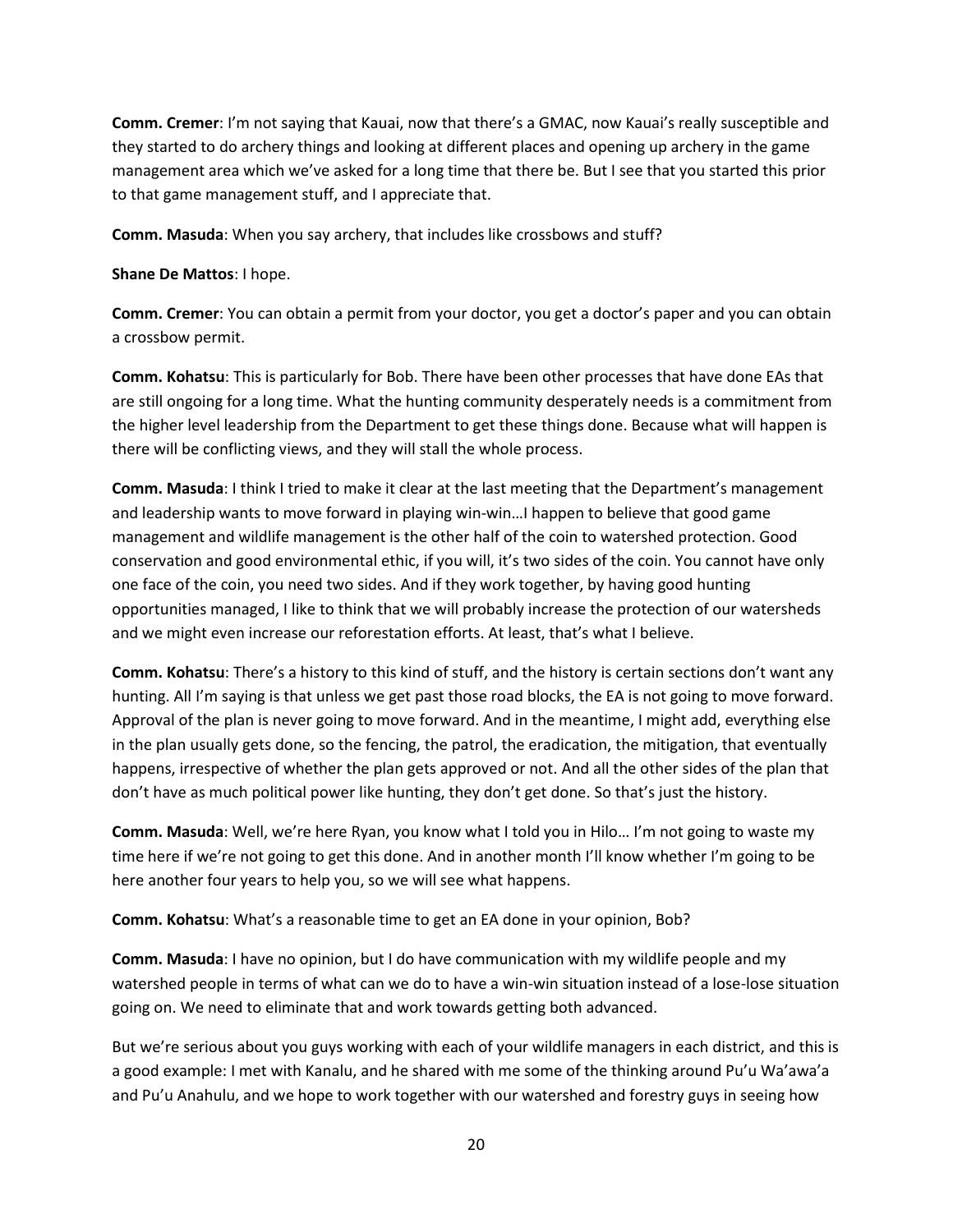**Comm. Cremer**: I'm not saying that Kauai, now that there's a GMAC, now Kauai's really susceptible and they started to do archery things and looking at different places and opening up archery in the game management area which we've asked for a long time that there be. But I see that you started this prior to that game management stuff, and I appreciate that.

**Comm. Masuda**: When you say archery, that includes like crossbows and stuff?

**Shane De Mattos**: I hope.

**Comm. Cremer**: You can obtain a permit from your doctor, you get a doctor's paper and you can obtain a crossbow permit.

**Comm. Kohatsu**: This is particularly for Bob. There have been other processes that have done EAs that are still ongoing for a long time. What the hunting community desperately needs is a commitment from the higher level leadership from the Department to get these things done. Because what will happen is there will be conflicting views, and they will stall the whole process.

**Comm. Masuda**: I think I tried to make it clear at the last meeting that the Department's management and leadership wants to move forward in playing win-win…I happen to believe that good game management and wildlife management is the other half of the coin to watershed protection. Good conservation and good environmental ethic, if you will, it's two sides of the coin. You cannot have only one face of the coin, you need two sides. And if they work together, by having good hunting opportunities managed, I like to think that we will probably increase the protection of our watersheds and we might even increase our reforestation efforts. At least, that's what I believe.

**Comm. Kohatsu**: There's a history to this kind of stuff, and the history is certain sections don't want any hunting. All I'm saying is that unless we get past those road blocks, the EA is not going to move forward. Approval of the plan is never going to move forward. And in the meantime, I might add, everything else in the plan usually gets done, so the fencing, the patrol, the eradication, the mitigation, that eventually happens, irrespective of whether the plan gets approved or not. And all the other sides of the plan that don't have as much political power like hunting, they don't get done. So that's just the history.

**Comm. Masuda**: Well, we're here Ryan, you know what I told you in Hilo… I'm not going to waste my time here if we're not going to get this done. And in another month I'll know whether I'm going to be here another four years to help you, so we will see what happens.

**Comm. Kohatsu**: What's a reasonable time to get an EA done in your opinion, Bob?

**Comm. Masuda**: I have no opinion, but I do have communication with my wildlife people and my watershed people in terms of what can we do to have a win-win situation instead of a lose-lose situation going on. We need to eliminate that and work towards getting both advanced.

But we're serious about you guys working with each of your wildlife managers in each district, and this is a good example: I met with Kanalu, and he shared with me some of the thinking around Pu'u Wa'awa'a and Pu'u Anahulu, and we hope to work together with our watershed and forestry guys in seeing how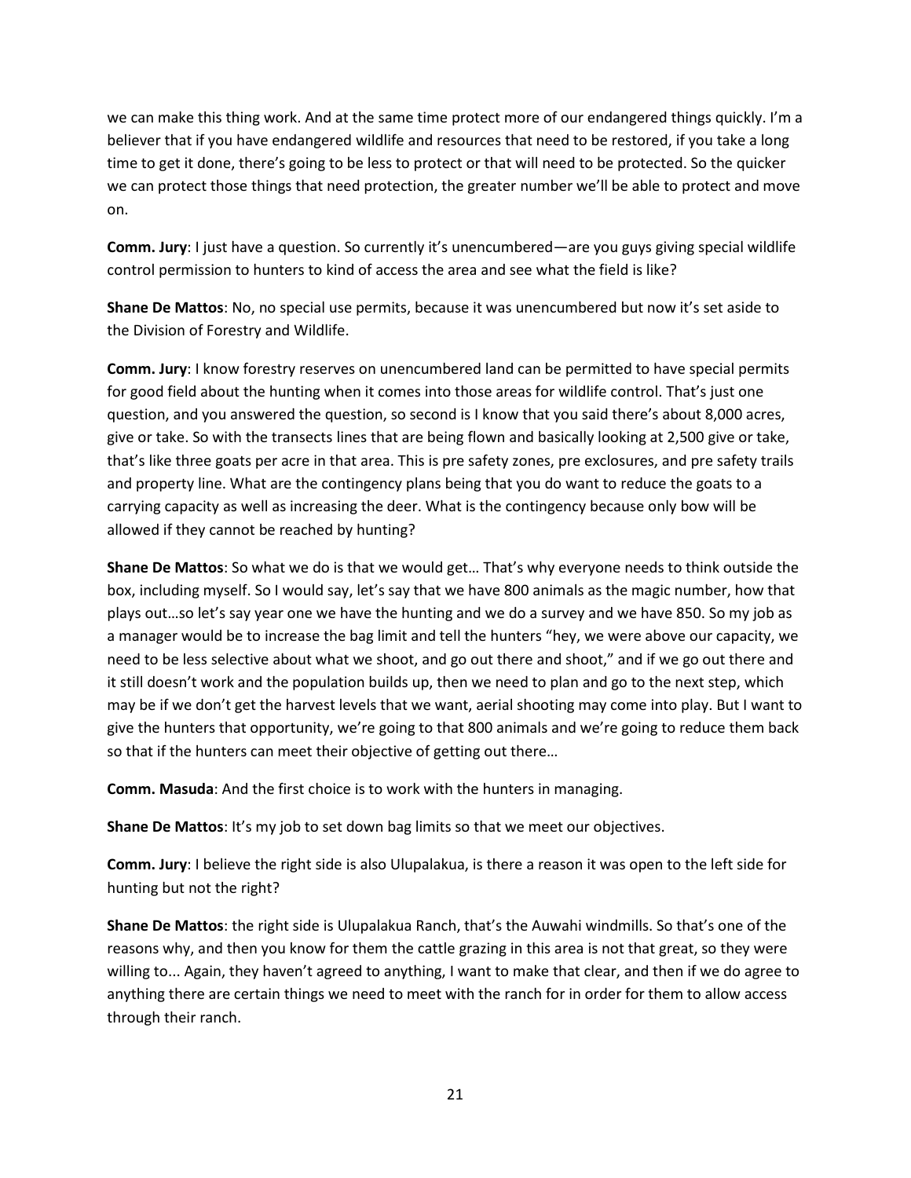we can make this thing work. And at the same time protect more of our endangered things quickly. I'm a believer that if you have endangered wildlife and resources that need to be restored, if you take a long time to get it done, there's going to be less to protect or that will need to be protected. So the quicker we can protect those things that need protection, the greater number we'll be able to protect and move on.

**Comm. Jury**: I just have a question. So currently it's unencumbered—are you guys giving special wildlife control permission to hunters to kind of access the area and see what the field is like?

**Shane De Mattos**: No, no special use permits, because it was unencumbered but now it's set aside to the Division of Forestry and Wildlife.

**Comm. Jury**: I know forestry reserves on unencumbered land can be permitted to have special permits for good field about the hunting when it comes into those areas for wildlife control. That's just one question, and you answered the question, so second is I know that you said there's about 8,000 acres, give or take. So with the transects lines that are being flown and basically looking at 2,500 give or take, that's like three goats per acre in that area. This is pre safety zones, pre exclosures, and pre safety trails and property line. What are the contingency plans being that you do want to reduce the goats to a carrying capacity as well as increasing the deer. What is the contingency because only bow will be allowed if they cannot be reached by hunting?

**Shane De Mattos**: So what we do is that we would get… That's why everyone needs to think outside the box, including myself. So I would say, let's say that we have 800 animals as the magic number, how that plays out…so let's say year one we have the hunting and we do a survey and we have 850. So my job as a manager would be to increase the bag limit and tell the hunters "hey, we were above our capacity, we need to be less selective about what we shoot, and go out there and shoot," and if we go out there and it still doesn't work and the population builds up, then we need to plan and go to the next step, which may be if we don't get the harvest levels that we want, aerial shooting may come into play. But I want to give the hunters that opportunity, we're going to that 800 animals and we're going to reduce them back so that if the hunters can meet their objective of getting out there…

**Comm. Masuda**: And the first choice is to work with the hunters in managing.

**Shane De Mattos**: It's my job to set down bag limits so that we meet our objectives.

**Comm. Jury**: I believe the right side is also Ulupalakua, is there a reason it was open to the left side for hunting but not the right?

**Shane De Mattos**: the right side is Ulupalakua Ranch, that's the Auwahi windmills. So that's one of the reasons why, and then you know for them the cattle grazing in this area is not that great, so they were willing to... Again, they haven't agreed to anything, I want to make that clear, and then if we do agree to anything there are certain things we need to meet with the ranch for in order for them to allow access through their ranch.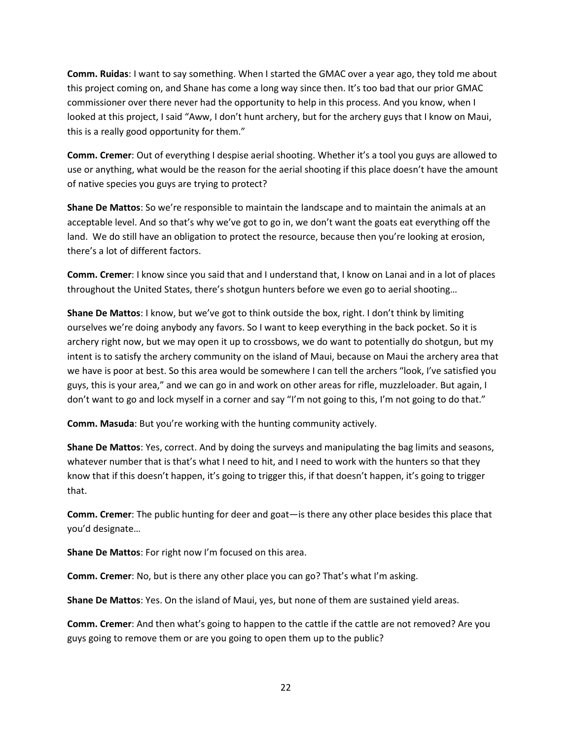**Comm. Ruidas**: I want to say something. When I started the GMAC over a year ago, they told me about this project coming on, and Shane has come a long way since then. It's too bad that our prior GMAC commissioner over there never had the opportunity to help in this process. And you know, when I looked at this project, I said "Aww, I don't hunt archery, but for the archery guys that I know on Maui, this is a really good opportunity for them."

**Comm. Cremer**: Out of everything I despise aerial shooting. Whether it's a tool you guys are allowed to use or anything, what would be the reason for the aerial shooting if this place doesn't have the amount of native species you guys are trying to protect?

**Shane De Mattos**: So we're responsible to maintain the landscape and to maintain the animals at an acceptable level. And so that's why we've got to go in, we don't want the goats eat everything off the land. We do still have an obligation to protect the resource, because then you're looking at erosion, there's a lot of different factors.

**Comm. Cremer**: I know since you said that and I understand that, I know on Lanai and in a lot of places throughout the United States, there's shotgun hunters before we even go to aerial shooting…

**Shane De Mattos**: I know, but we've got to think outside the box, right. I don't think by limiting ourselves we're doing anybody any favors. So I want to keep everything in the back pocket. So it is archery right now, but we may open it up to crossbows, we do want to potentially do shotgun, but my intent is to satisfy the archery community on the island of Maui, because on Maui the archery area that we have is poor at best. So this area would be somewhere I can tell the archers "look, I've satisfied you guys, this is your area," and we can go in and work on other areas for rifle, muzzleloader. But again, I don't want to go and lock myself in a corner and say "I'm not going to this, I'm not going to do that."

**Comm. Masuda**: But you're working with the hunting community actively.

**Shane De Mattos**: Yes, correct. And by doing the surveys and manipulating the bag limits and seasons, whatever number that is that's what I need to hit, and I need to work with the hunters so that they know that if this doesn't happen, it's going to trigger this, if that doesn't happen, it's going to trigger that.

**Comm. Cremer**: The public hunting for deer and goat—is there any other place besides this place that you'd designate…

**Shane De Mattos**: For right now I'm focused on this area.

**Comm. Cremer**: No, but is there any other place you can go? That's what I'm asking.

**Shane De Mattos**: Yes. On the island of Maui, yes, but none of them are sustained yield areas.

**Comm. Cremer**: And then what's going to happen to the cattle if the cattle are not removed? Are you guys going to remove them or are you going to open them up to the public?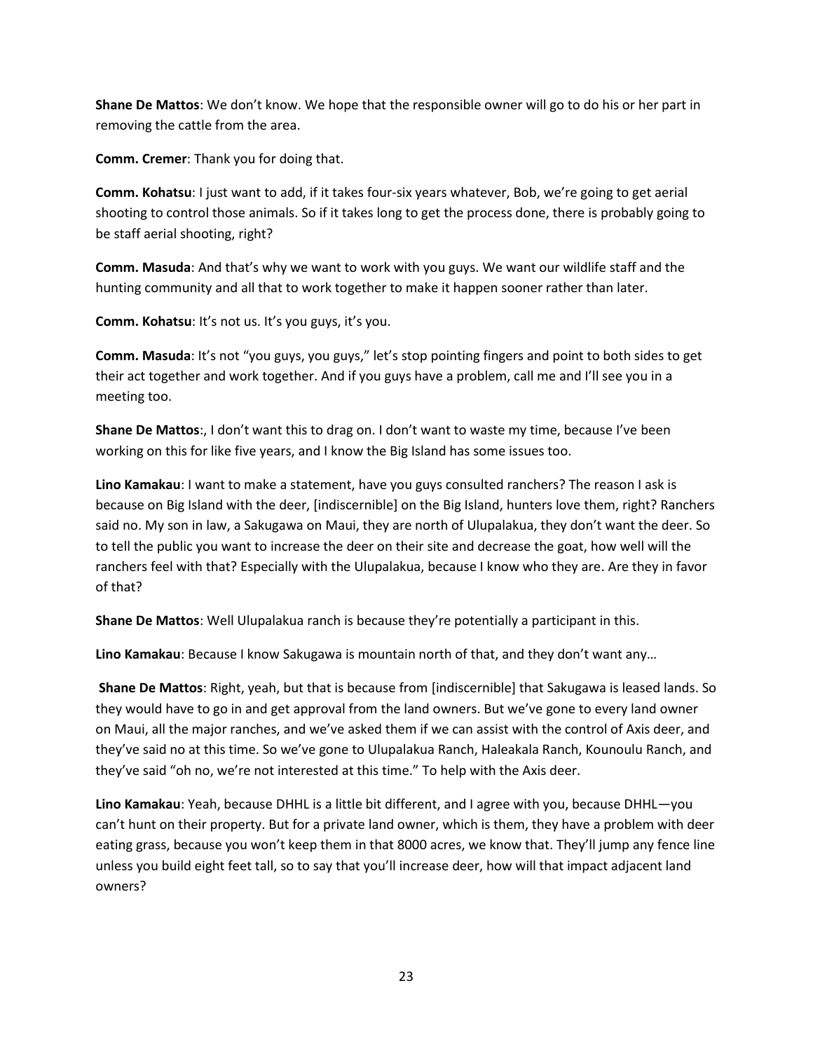**Shane De Mattos**: We don't know. We hope that the responsible owner will go to do his or her part in removing the cattle from the area.

**Comm. Cremer**: Thank you for doing that.

**Comm. Kohatsu**: I just want to add, if it takes four-six years whatever, Bob, we're going to get aerial shooting to control those animals. So if it takes long to get the process done, there is probably going to be staff aerial shooting, right?

**Comm. Masuda**: And that's why we want to work with you guys. We want our wildlife staff and the hunting community and all that to work together to make it happen sooner rather than later.

**Comm. Kohatsu**: It's not us. It's you guys, it's you.

**Comm. Masuda**: It's not "you guys, you guys," let's stop pointing fingers and point to both sides to get their act together and work together. And if you guys have a problem, call me and I'll see you in a meeting too.

**Shane De Mattos**:, I don't want this to drag on. I don't want to waste my time, because I've been working on this for like five years, and I know the Big Island has some issues too.

**Lino Kamakau**: I want to make a statement, have you guys consulted ranchers? The reason I ask is because on Big Island with the deer, [indiscernible] on the Big Island, hunters love them, right? Ranchers said no. My son in law, a Sakugawa on Maui, they are north of Ulupalakua, they don't want the deer. So to tell the public you want to increase the deer on their site and decrease the goat, how well will the ranchers feel with that? Especially with the Ulupalakua, because I know who they are. Are they in favor of that?

**Shane De Mattos**: Well Ulupalakua ranch is because they're potentially a participant in this.

**Lino Kamakau**: Because I know Sakugawa is mountain north of that, and they don't want any…

**Shane De Mattos**: Right, yeah, but that is because from [indiscernible] that Sakugawa is leased lands. So they would have to go in and get approval from the land owners. But we've gone to every land owner on Maui, all the major ranches, and we've asked them if we can assist with the control of Axis deer, and they've said no at this time. So we've gone to Ulupalakua Ranch, Haleakala Ranch, Kounoulu Ranch, and they've said "oh no, we're not interested at this time." To help with the Axis deer.

**Lino Kamakau**: Yeah, because DHHL is a little bit different, and I agree with you, because DHHL—you can't hunt on their property. But for a private land owner, which is them, they have a problem with deer eating grass, because you won't keep them in that 8000 acres, we know that. They'll jump any fence line unless you build eight feet tall, so to say that you'll increase deer, how will that impact adjacent land owners?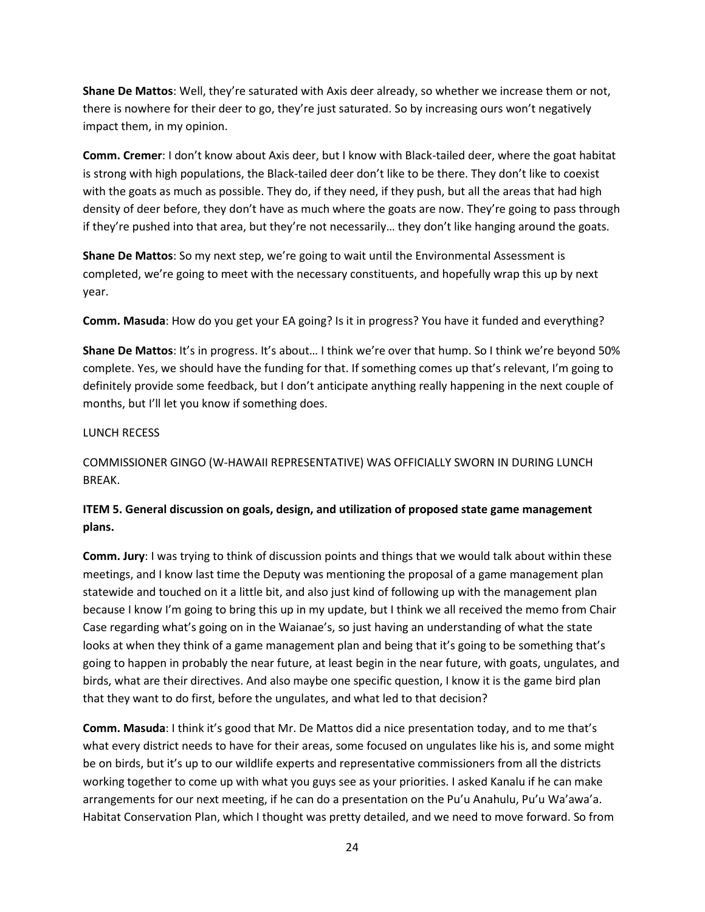**Shane De Mattos**: Well, they're saturated with Axis deer already, so whether we increase them or not, there is nowhere for their deer to go, they're just saturated. So by increasing ours won't negatively impact them, in my opinion.

**Comm. Cremer**: I don't know about Axis deer, but I know with Black-tailed deer, where the goat habitat is strong with high populations, the Black-tailed deer don't like to be there. They don't like to coexist with the goats as much as possible. They do, if they need, if they push, but all the areas that had high density of deer before, they don't have as much where the goats are now. They're going to pass through if they're pushed into that area, but they're not necessarily… they don't like hanging around the goats.

**Shane De Mattos**: So my next step, we're going to wait until the Environmental Assessment is completed, we're going to meet with the necessary constituents, and hopefully wrap this up by next year.

**Comm. Masuda**: How do you get your EA going? Is it in progress? You have it funded and everything?

**Shane De Mattos**: It's in progress. It's about… I think we're over that hump. So I think we're beyond 50% complete. Yes, we should have the funding for that. If something comes up that's relevant, I'm going to definitely provide some feedback, but I don't anticipate anything really happening in the next couple of months, but I'll let you know if something does.

LUNCH RECESS

COMMISSIONER GINGO (W-HAWAII REPRESENTATIVE) WAS OFFICIALLY SWORN IN DURING LUNCH BREAK.

**ITEM 5. General discussion on goals, design, and utilization of proposed state game management plans.**

**Comm. Jury**: I was trying to think of discussion points and things that we would talk about within these meetings, and I know last time the Deputy was mentioning the proposal of a game management plan statewide and touched on it a little bit, and also just kind of following up with the management plan because I know I'm going to bring this up in my update, but I think we all received the memo from Chair Case regarding what's going on in the Waianae's, so just having an understanding of what the state looks at when they think of a game management plan and being that it's going to be something that's going to happen in probably the near future, at least begin in the near future, with goats, ungulates, and birds, what are their directives. And also maybe one specific question, I know it is the game bird plan that they want to do first, before the ungulates, and what led to that decision?

**Comm. Masuda**: I think it's good that Mr. De Mattos did a nice presentation today, and to me that's what every district needs to have for their areas, some focused on ungulates like his is, and some might be on birds, but it's up to our wildlife experts and representative commissioners from all the districts working together to come up with what you guys see as your priorities. I asked Kanalu if he can make arrangements for our next meeting, if he can do a presentation on the Pu'u Anahulu, Pu'u Wa'awa'a. Habitat Conservation Plan, which I thought was pretty detailed, and we need to move forward. So from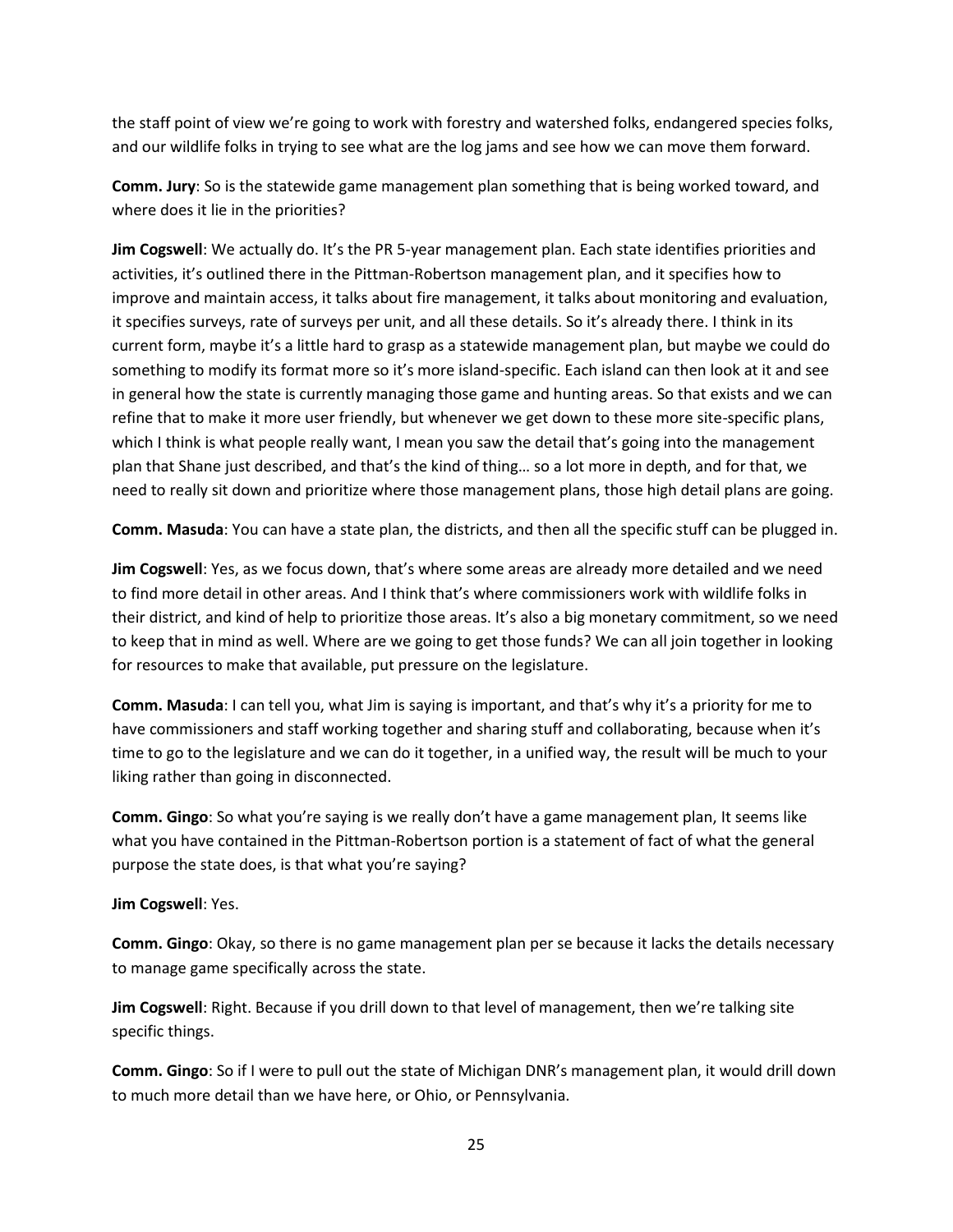the staff point of view we're going to work with forestry and watershed folks, endangered species folks, and our wildlife folks in trying to see what are the log jams and see how we can move them forward.

**Comm. Jury**: So is the statewide game management plan something that is being worked toward, and where does it lie in the priorities?

**Jim Cogswell**: We actually do. It's the PR 5-year management plan. Each state identifies priorities and activities, it's outlined there in the Pittman-Robertson management plan, and it specifies how to improve and maintain access, it talks about fire management, it talks about monitoring and evaluation, it specifies surveys, rate of surveys per unit, and all these details. So it's already there. I think in its current form, maybe it's a little hard to grasp as a statewide management plan, but maybe we could do something to modify its format more so it's more island-specific. Each island can then look at it and see in general how the state is currently managing those game and hunting areas. So that exists and we can refine that to make it more user friendly, but whenever we get down to these more site-specific plans, which I think is what people really want, I mean you saw the detail that's going into the management plan that Shane just described, and that's the kind of thing… so a lot more in depth, and for that, we need to really sit down and prioritize where those management plans, those high detail plans are going.

**Comm. Masuda**: You can have a state plan, the districts, and then all the specific stuff can be plugged in.

**Jim Cogswell**: Yes, as we focus down, that's where some areas are already more detailed and we need to find more detail in other areas. And I think that's where commissioners work with wildlife folks in their district, and kind of help to prioritize those areas. It's also a big monetary commitment, so we need to keep that in mind as well. Where are we going to get those funds? We can all join together in looking for resources to make that available, put pressure on the legislature.

**Comm. Masuda**: I can tell you, what Jim is saying is important, and that's why it's a priority for me to have commissioners and staff working together and sharing stuff and collaborating, because when it's time to go to the legislature and we can do it together, in a unified way, the result will be much to your liking rather than going in disconnected.

**Comm. Gingo**: So what you're saying is we really don't have a game management plan, It seems like what you have contained in the Pittman-Robertson portion is a statement of fact of what the general purpose the state does, is that what you're saying?

**Jim Cogswell**: Yes.

**Comm. Gingo**: Okay, so there is no game management plan per se because it lacks the details necessary to manage game specifically across the state.

**Jim Cogswell**: Right. Because if you drill down to that level of management, then we're talking site specific things.

**Comm. Gingo**: So if I were to pull out the state of Michigan DNR's management plan, it would drill down to much more detail than we have here, or Ohio, or Pennsylvania.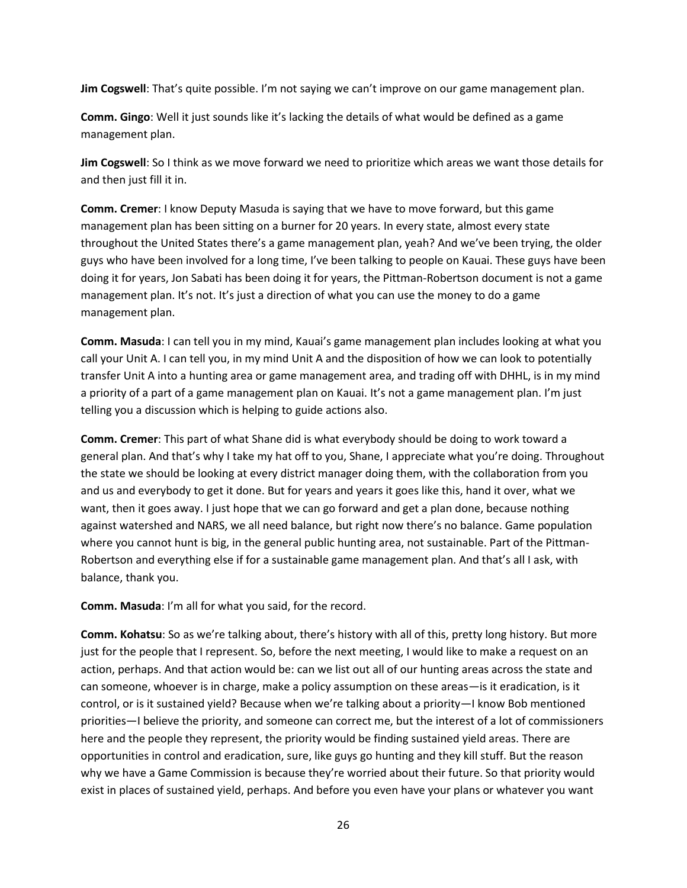**Jim Cogswell**: That's quite possible. I'm not saying we can't improve on our game management plan.

**Comm. Gingo**: Well it just sounds like it's lacking the details of what would be defined as a game management plan.

**Jim Cogswell**: So I think as we move forward we need to prioritize which areas we want those details for and then just fill it in.

**Comm. Cremer**: I know Deputy Masuda is saying that we have to move forward, but this game management plan has been sitting on a burner for 20 years. In every state, almost every state throughout the United States there's a game management plan, yeah? And we've been trying, the older guys who have been involved for a long time, I've been talking to people on Kauai. These guys have been doing it for years, Jon Sabati has been doing it for years, the Pittman-Robertson document is not a game management plan. It's not. It's just a direction of what you can use the money to do a game management plan.

**Comm. Masuda**: I can tell you in my mind, Kauai's game management plan includes looking at what you call your Unit A. I can tell you, in my mind Unit A and the disposition of how we can look to potentially transfer Unit A into a hunting area or game management area, and trading off with DHHL, is in my mind a priority of a part of a game management plan on Kauai. It's not a game management plan. I'm just telling you a discussion which is helping to guide actions also.

**Comm. Cremer**: This part of what Shane did is what everybody should be doing to work toward a general plan. And that's why I take my hat off to you, Shane, I appreciate what you're doing. Throughout the state we should be looking at every district manager doing them, with the collaboration from you and us and everybody to get it done. But for years and years it goes like this, hand it over, what we want, then it goes away. I just hope that we can go forward and get a plan done, because nothing against watershed and NARS, we all need balance, but right now there's no balance. Game population where you cannot hunt is big, in the general public hunting area, not sustainable. Part of the Pittman-Robertson and everything else if for a sustainable game management plan. And that's all I ask, with balance, thank you.

**Comm. Masuda**: I'm all for what you said, for the record.

**Comm. Kohatsu**: So as we're talking about, there's history with all of this, pretty long history. But more just for the people that I represent. So, before the next meeting, I would like to make a request on an action, perhaps. And that action would be: can we list out all of our hunting areas across the state and can someone, whoever is in charge, make a policy assumption on these areas—is it eradication, is it control, or is it sustained yield? Because when we're talking about a priority—I know Bob mentioned priorities—I believe the priority, and someone can correct me, but the interest of a lot of commissioners here and the people they represent, the priority would be finding sustained yield areas. There are opportunities in control and eradication, sure, like guys go hunting and they kill stuff. But the reason why we have a Game Commission is because they're worried about their future. So that priority would exist in places of sustained yield, perhaps. And before you even have your plans or whatever you want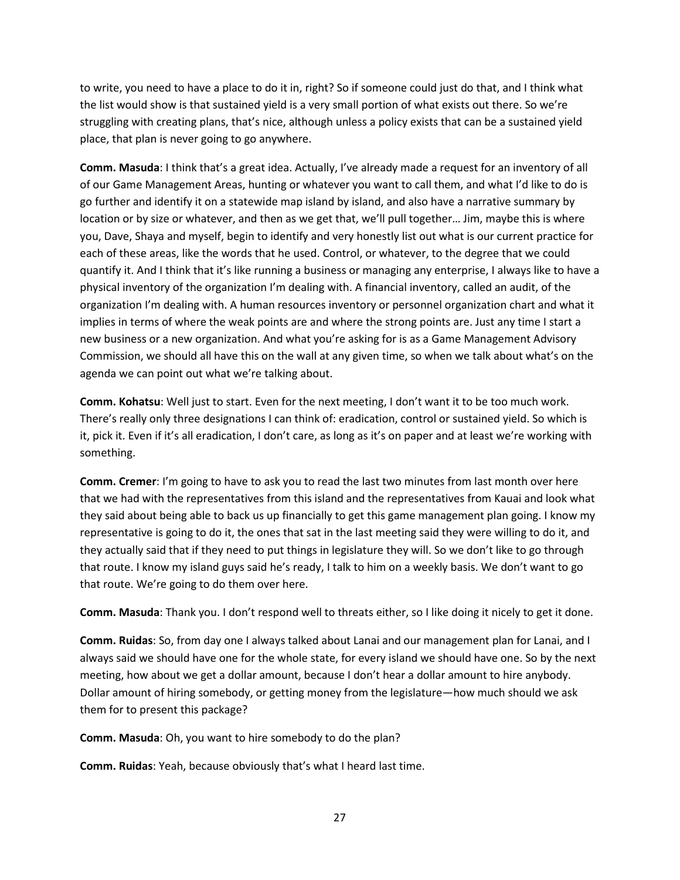to write, you need to have a place to do it in, right? So if someone could just do that, and I think what the list would show is that sustained yield is a very small portion of what exists out there. So we're struggling with creating plans, that's nice, although unless a policy exists that can be a sustained yield place, that plan is never going to go anywhere.

**Comm. Masuda**: I think that's a great idea. Actually, I've already made a request for an inventory of all of our Game Management Areas, hunting or whatever you want to call them, and what I'd like to do is go further and identify it on a statewide map island by island, and also have a narrative summary by location or by size or whatever, and then as we get that, we'll pull together… Jim, maybe this is where you, Dave, Shaya and myself, begin to identify and very honestly list out what is our current practice for each of these areas, like the words that he used. Control, or whatever, to the degree that we could quantify it. And I think that it's like running a business or managing any enterprise, I always like to have a physical inventory of the organization I'm dealing with. A financial inventory, called an audit, of the organization I'm dealing with. A human resources inventory or personnel organization chart and what it implies in terms of where the weak points are and where the strong points are. Just any time I start a new business or a new organization. And what you're asking for is as a Game Management Advisory Commission, we should all have this on the wall at any given time, so when we talk about what's on the agenda we can point out what we're talking about.

**Comm. Kohatsu**: Well just to start. Even for the next meeting, I don't want it to be too much work. There's really only three designations I can think of: eradication, control or sustained yield. So which is it, pick it. Even if it's all eradication, I don't care, as long as it's on paper and at least we're working with something.

**Comm. Cremer**: I'm going to have to ask you to read the last two minutes from last month over here that we had with the representatives from this island and the representatives from Kauai and look what they said about being able to back us up financially to get this game management plan going. I know my representative is going to do it, the ones that sat in the last meeting said they were willing to do it, and they actually said that if they need to put things in legislature they will. So we don't like to go through that route. I know my island guys said he's ready, I talk to him on a weekly basis. We don't want to go that route. We're going to do them over here.

**Comm. Masuda**: Thank you. I don't respond well to threats either, so I like doing it nicely to get it done.

**Comm. Ruidas**: So, from day one I always talked about Lanai and our management plan for Lanai, and I always said we should have one for the whole state, for every island we should have one. So by the next meeting, how about we get a dollar amount, because I don't hear a dollar amount to hire anybody. Dollar amount of hiring somebody, or getting money from the legislature—how much should we ask them for to present this package?

**Comm. Masuda**: Oh, you want to hire somebody to do the plan?

**Comm. Ruidas**: Yeah, because obviously that's what I heard last time.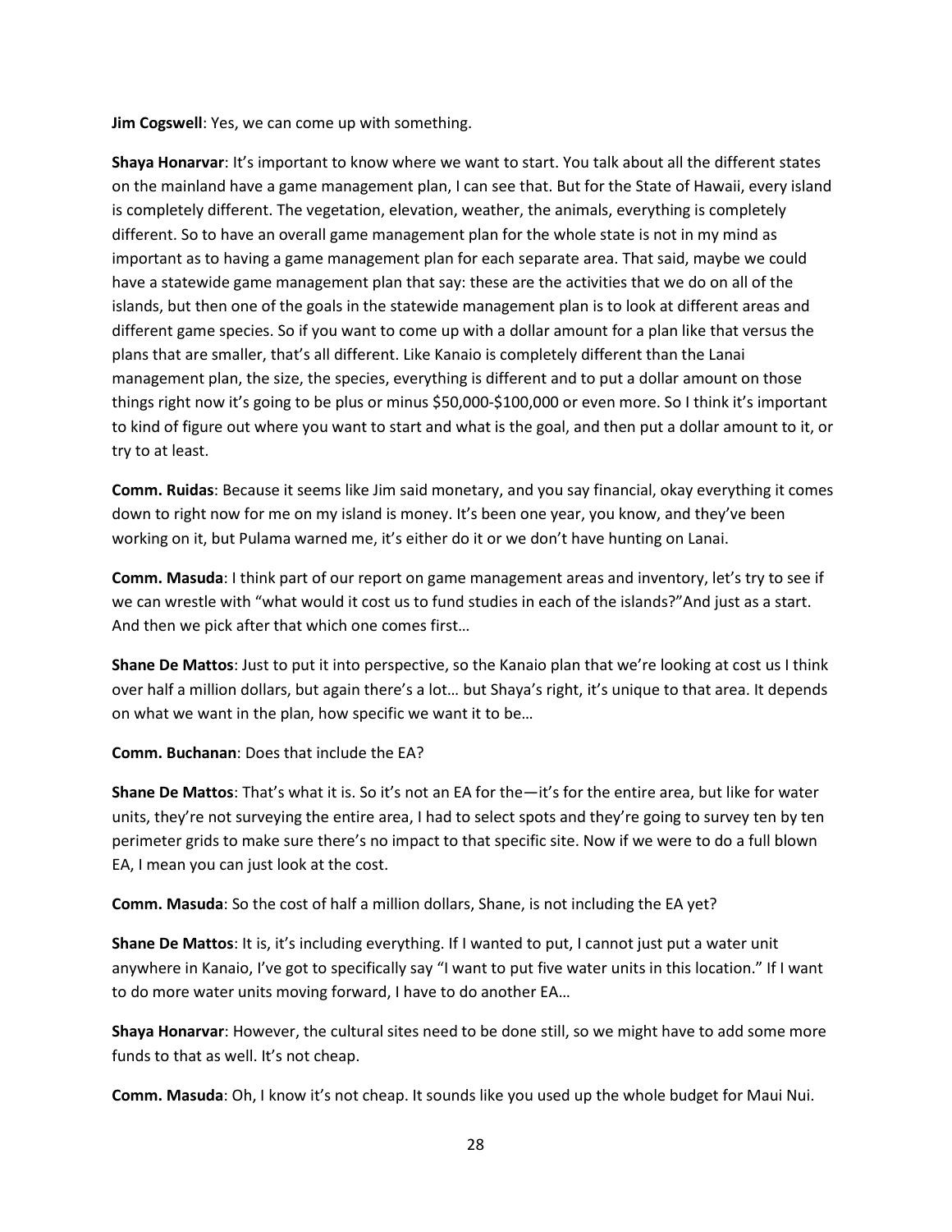**Jim Cogswell**: Yes, we can come up with something.

**Shaya Honarvar**: It's important to know where we want to start. You talk about all the different states on the mainland have a game management plan, I can see that. But for the State of Hawaii, every island is completely different. The vegetation, elevation, weather, the animals, everything is completely different. So to have an overall game management plan for the whole state is not in my mind as important as to having a game management plan for each separate area. That said, maybe we could have a statewide game management plan that say: these are the activities that we do on all of the islands, but then one of the goals in the statewide management plan is to look at different areas and different game species. So if you want to come up with a dollar amount for a plan like that versus the plans that are smaller, that's all different. Like Kanaio is completely different than the Lanai management plan, the size, the species, everything is different and to put a dollar amount on those things right now it's going to be plus or minus \$50,000-\$100,000 or even more. So I think it's important to kind of figure out where you want to start and what is the goal, and then put a dollar amount to it, or try to at least.

**Comm. Ruidas**: Because it seems like Jim said monetary, and you say financial, okay everything it comes down to right now for me on my island is money. It's been one year, you know, and they've been working on it, but Pulama warned me, it's either do it or we don't have hunting on Lanai.

**Comm. Masuda**: I think part of our report on game management areas and inventory, let's try to see if we can wrestle with "what would it cost us to fund studies in each of the islands?"And just as a start. And then we pick after that which one comes first…

**Shane De Mattos**: Just to put it into perspective, so the Kanaio plan that we're looking at cost us I think over half a million dollars, but again there's a lot… but Shaya's right, it's unique to that area. It depends on what we want in the plan, how specific we want it to be…

**Comm. Buchanan**: Does that include the EA?

**Shane De Mattos**: That's what it is. So it's not an EA for the—it's for the entire area, but like for water units, they're not surveying the entire area, I had to select spots and they're going to survey ten by ten perimeter grids to make sure there's no impact to that specific site. Now if we were to do a full blown EA, I mean you can just look at the cost.

**Comm. Masuda**: So the cost of half a million dollars, Shane, is not including the EA yet?

**Shane De Mattos**: It is, it's including everything. If I wanted to put, I cannot just put a water unit anywhere in Kanaio, I've got to specifically say "I want to put five water units in this location." If I want to do more water units moving forward, I have to do another EA…

**Shaya Honarvar**: However, the cultural sites need to be done still, so we might have to add some more funds to that as well. It's not cheap.

**Comm. Masuda**: Oh, I know it's not cheap. It sounds like you used up the whole budget for Maui Nui.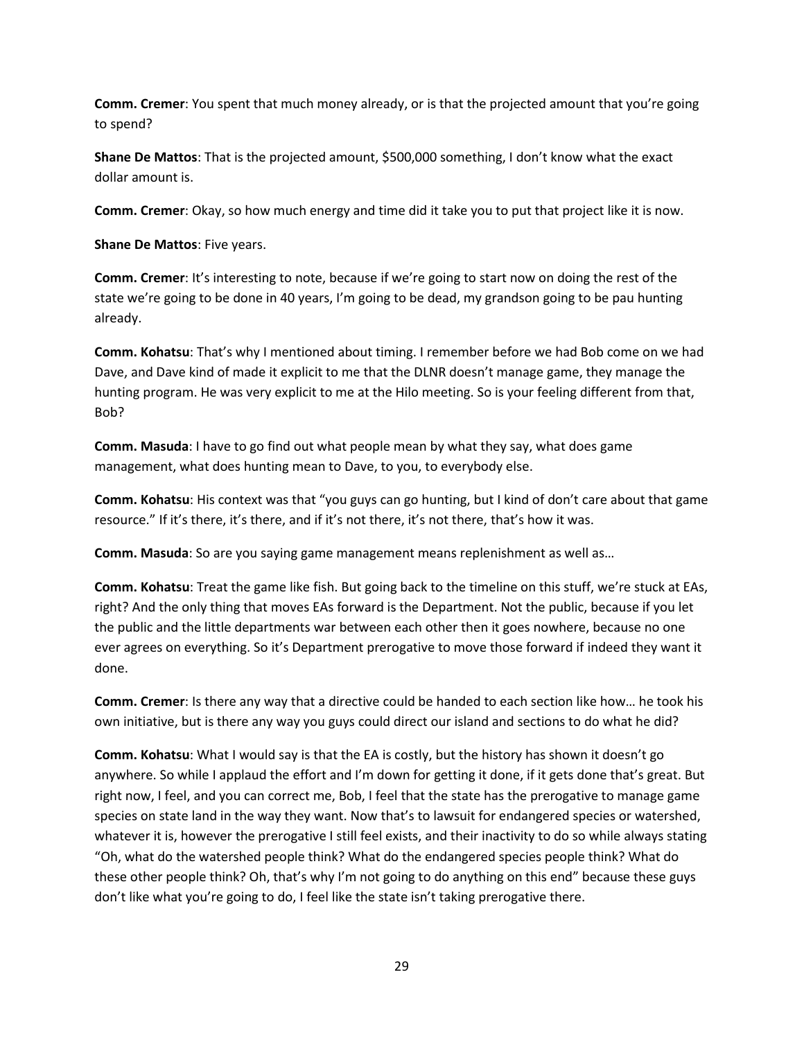**Comm. Cremer**: You spent that much money already, or is that the projected amount that you're going to spend?

**Shane De Mattos**: That is the projected amount, $500,000 something, I don't know what the exact dollar amount is.

**Comm. Cremer**: Okay, so how much energy and time did it take you to put that project like it is now.

**Shane De Mattos**: Five years.

**Comm. Cremer**: It's interesting to note, because if we're going to start now on doing the rest of the state we're going to be done in 40 years, I'm going to be dead, my grandson going to be pau hunting already.

**Comm. Kohatsu**: That's why I mentioned about timing. I remember before we had Bob come on we had Dave, and Dave kind of made it explicit to me that the DLNR doesn't manage game, they manage the hunting program. He was very explicit to me at the Hilo meeting. So is your feeling different from that, Bob?

**Comm. Masuda**: I have to go find out what people mean by what they say, what does game management, what does hunting mean to Dave, to you, to everybody else.

**Comm. Kohatsu**: His context was that "you guys can go hunting, but I kind of don't care about that game resource." If it's there, it's there, and if it's not there, it's not there, that's how it was.

**Comm. Masuda**: So are you saying game management means replenishment as well as…

**Comm. Kohatsu**: Treat the game like fish. But going back to the timeline on this stuff, we're stuck at EAs, right? And the only thing that moves EAs forward is the Department. Not the public, because if you let the public and the little departments war between each other then it goes nowhere, because no one ever agrees on everything. So it's Department prerogative to move those forward if indeed they want it done.

**Comm. Cremer**: Is there any way that a directive could be handed to each section like how… he took his own initiative, but is there any way you guys could direct our island and sections to do what he did?

**Comm. Kohatsu**: What I would say is that the EA is costly, but the history has shown it doesn't go anywhere. So while I applaud the effort and I'm down for getting it done, if it gets done that's great. But right now, I feel, and you can correct me, Bob, I feel that the state has the prerogative to manage game species on state land in the way they want. Now that's to lawsuit for endangered species or watershed, whatever it is, however the prerogative I still feel exists, and their inactivity to do so while always stating "Oh, what do the watershed people think? What do the endangered species people think? What do these other people think? Oh, that's why I'm not going to do anything on this end" because these guys don't like what you're going to do, I feel like the state isn't taking prerogative there.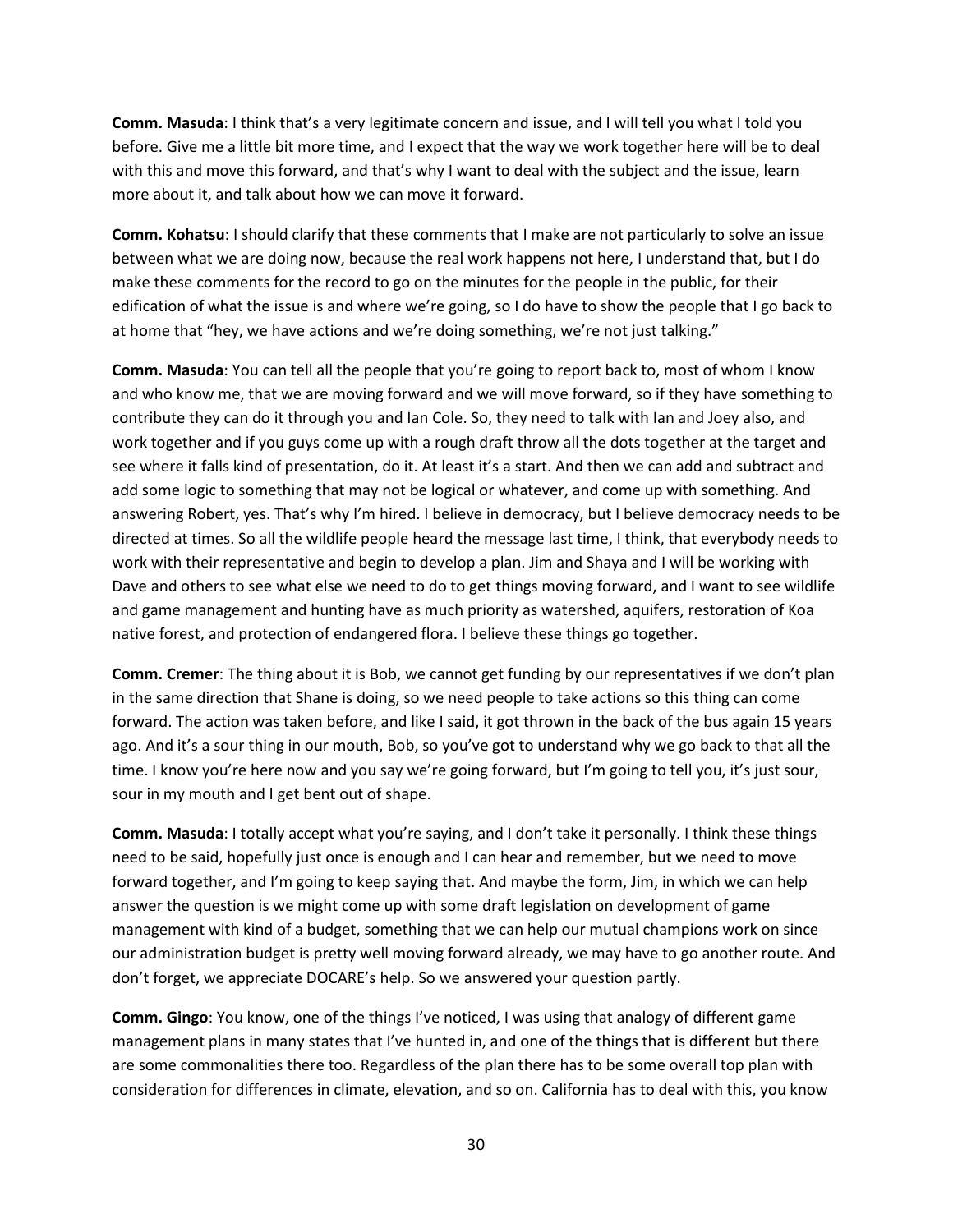**Comm. Masuda**: I think that's a very legitimate concern and issue, and I will tell you what I told you before. Give me a little bit more time, and I expect that the way we work together here will be to deal with this and move this forward, and that's why I want to deal with the subject and the issue, learn more about it, and talk about how we can move it forward.

**Comm. Kohatsu**: I should clarify that these comments that I make are not particularly to solve an issue between what we are doing now, because the real work happens not here, I understand that, but I do make these comments for the record to go on the minutes for the people in the public, for their edification of what the issue is and where we're going, so I do have to show the people that I go back to at home that "hey, we have actions and we're doing something, we're not just talking."

**Comm. Masuda**: You can tell all the people that you're going to report back to, most of whom I know and who know me, that we are moving forward and we will move forward, so if they have something to contribute they can do it through you and Ian Cole. So, they need to talk with Ian and Joey also, and work together and if you guys come up with a rough draft throw all the dots together at the target and see where it falls kind of presentation, do it. At least it's a start. And then we can add and subtract and add some logic to something that may not be logical or whatever, and come up with something. And answering Robert, yes. That's why I'm hired. I believe in democracy, but I believe democracy needs to be directed at times. So all the wildlife people heard the message last time, I think, that everybody needs to work with their representative and begin to develop a plan. Jim and Shaya and I will be working with Dave and others to see what else we need to do to get things moving forward, and I want to see wildlife and game management and hunting have as much priority as watershed, aquifers, restoration of Koa native forest, and protection of endangered flora. I believe these things go together.

**Comm. Cremer**: The thing about it is Bob, we cannot get funding by our representatives if we don't plan in the same direction that Shane is doing, so we need people to take actions so this thing can come forward. The action was taken before, and like I said, it got thrown in the back of the bus again 15 years ago. And it's a sour thing in our mouth, Bob, so you've got to understand why we go back to that all the time. I know you're here now and you say we're going forward, but I'm going to tell you, it's just sour, sour in my mouth and I get bent out of shape.

**Comm. Masuda**: I totally accept what you're saying, and I don't take it personally. I think these things need to be said, hopefully just once is enough and I can hear and remember, but we need to move forward together, and I'm going to keep saying that. And maybe the form, Jim, in which we can help answer the question is we might come up with some draft legislation on development of game management with kind of a budget, something that we can help our mutual champions work on since our administration budget is pretty well moving forward already, we may have to go another route. And don't forget, we appreciate DOCARE's help. So we answered your question partly.

**Comm. Gingo**: You know, one of the things I've noticed, I was using that analogy of different game management plans in many states that I've hunted in, and one of the things that is different but there are some commonalities there too. Regardless of the plan there has to be some overall top plan with consideration for differences in climate, elevation, and so on. California has to deal with this, you know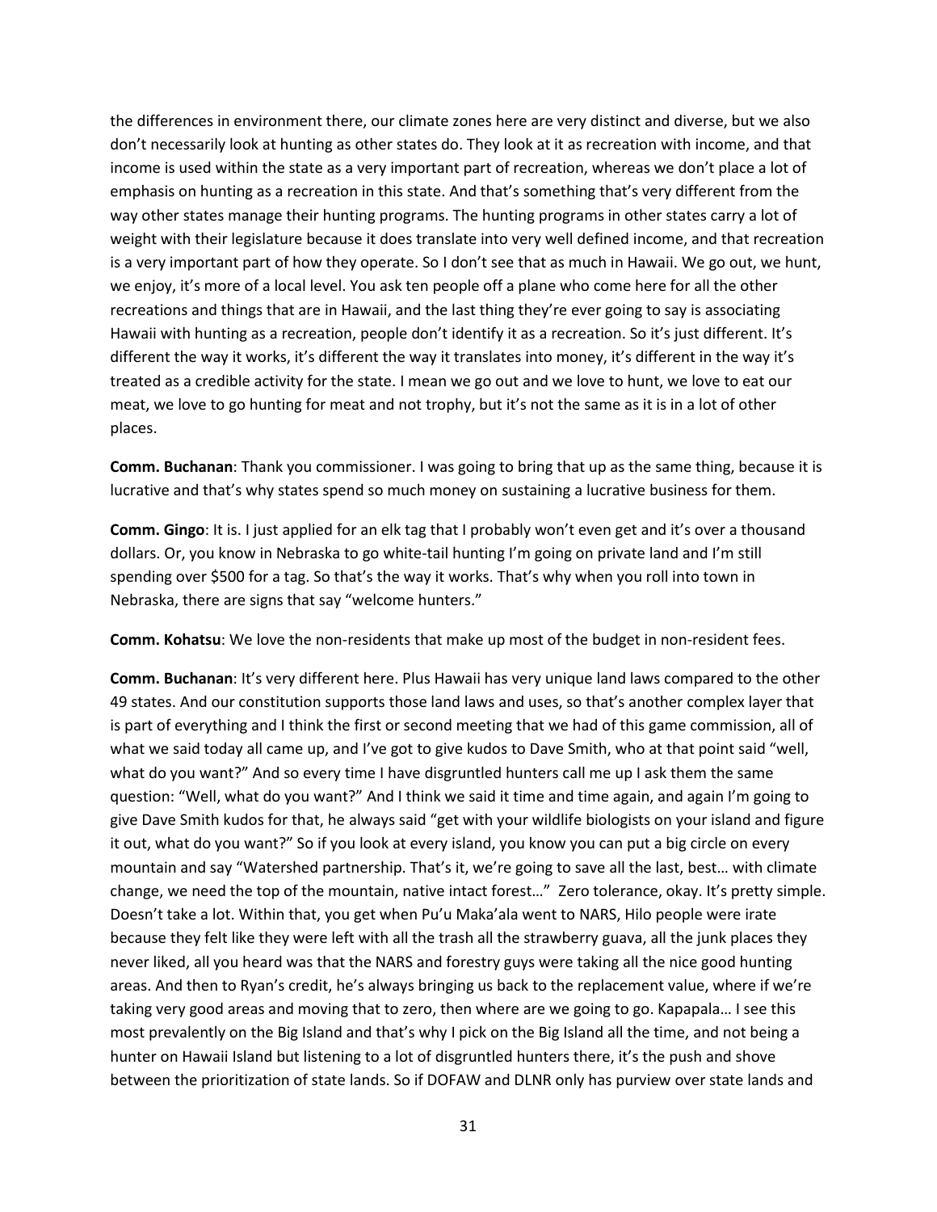the differences in environment there, our climate zones here are very distinct and diverse, but we also don't necessarily look at hunting as other states do. They look at it as recreation with income, and that income is used within the state as a very important part of recreation, whereas we don't place a lot of emphasis on hunting as a recreation in this state. And that's something that's very different from the way other states manage their hunting programs. The hunting programs in other states carry a lot of weight with their legislature because it does translate into very well defined income, and that recreation is a very important part of how they operate. So I don't see that as much in Hawaii. We go out, we hunt, we enjoy, it's more of a local level. You ask ten people off a plane who come here for all the other recreations and things that are in Hawaii, and the last thing they're ever going to say is associating Hawaii with hunting as a recreation, people don't identify it as a recreation. So it's just different. It's different the way it works, it's different the way it translates into money, it's different in the way it's treated as a credible activity for the state. I mean we go out and we love to hunt, we love to eat our meat, we love to go hunting for meat and not trophy, but it's not the same as it is in a lot of other places.

**Comm. Buchanan**: Thank you commissioner. I was going to bring that up as the same thing, because it is lucrative and that's why states spend so much money on sustaining a lucrative business for them.

**Comm. Gingo**: It is. I just applied for an elk tag that I probably won't even get and it's over a thousand dollars. Or, you know in Nebraska to go white-tail hunting I'm going on private land and I'm still spending over $500 for a tag. So that's the way it works. That's why when you roll into town in Nebraska, there are signs that say "welcome hunters."

**Comm. Kohatsu**: We love the non-residents that make up most of the budget in non-resident fees.

**Comm. Buchanan**: It's very different here. Plus Hawaii has very unique land laws compared to the other 49 states. And our constitution supports those land laws and uses, so that's another complex layer that is part of everything and I think the first or second meeting that we had of this game commission, all of what we said today all came up, and I've got to give kudos to Dave Smith, who at that point said "well, what do you want?" And so every time I have disgruntled hunters call me up I ask them the same question: "Well, what do you want?" And I think we said it time and time again, and again I'm going to give Dave Smith kudos for that, he always said "get with your wildlife biologists on your island and figure it out, what do you want?" So if you look at every island, you know you can put a big circle on every mountain and say "Watershed partnership. That's it, we're going to save all the last, best… with climate change, we need the top of the mountain, native intact forest…" Zero tolerance, okay. It's pretty simple. Doesn't take a lot. Within that, you get when Pu'u Maka'ala went to NARS, Hilo people were irate because they felt like they were left with all the trash all the strawberry guava, all the junk places they never liked, all you heard was that the NARS and forestry guys were taking all the nice good hunting areas. And then to Ryan's credit, he's always bringing us back to the replacement value, where if we're taking very good areas and moving that to zero, then where are we going to go. Kapapala… I see this most prevalently on the Big Island and that's why I pick on the Big Island all the time, and not being a hunter on Hawaii Island but listening to a lot of disgruntled hunters there, it's the push and shove between the prioritization of state lands. So if DOFAW and DLNR only has purview over state lands and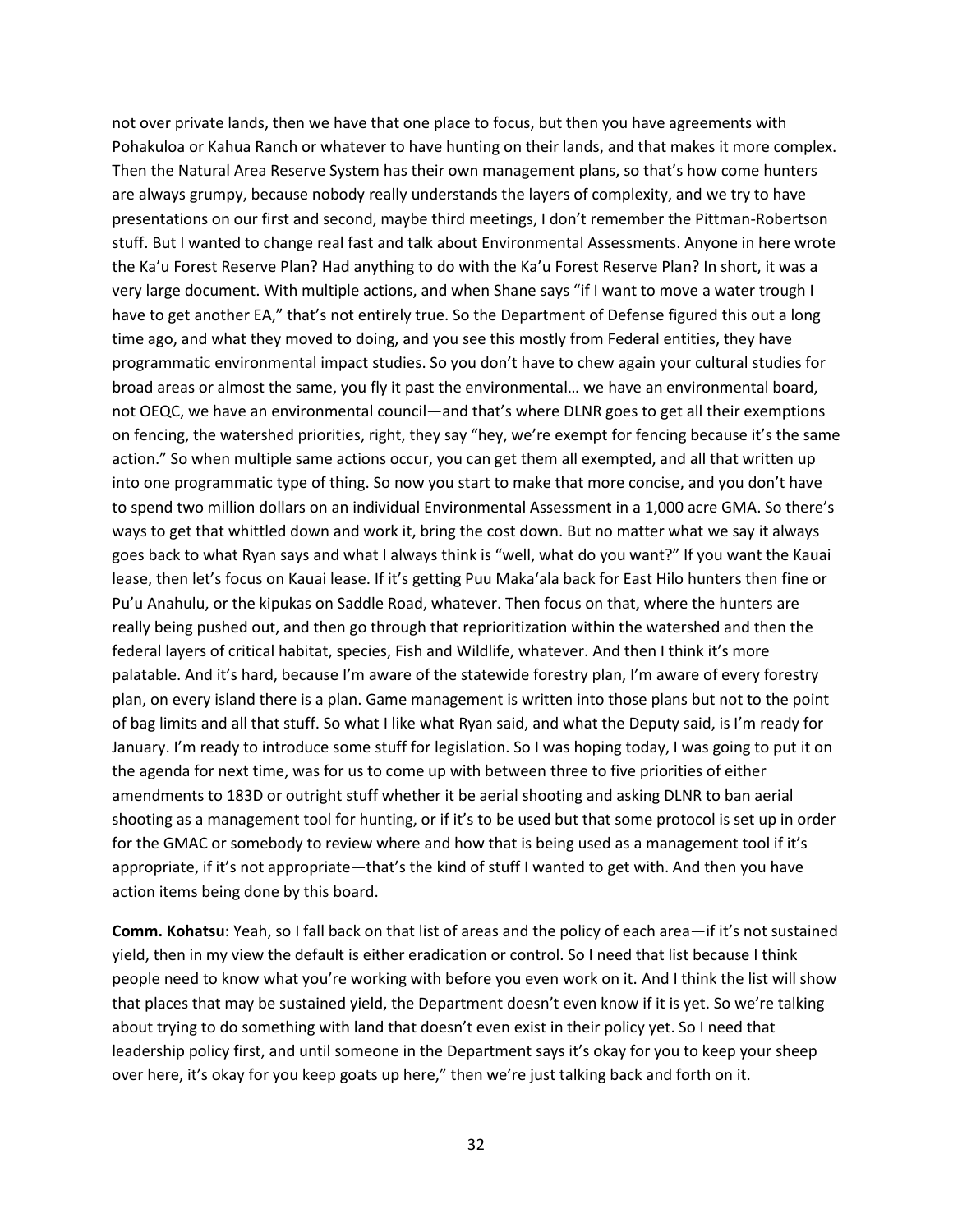not over private lands, then we have that one place to focus, but then you have agreements with Pohakuloa or Kahua Ranch or whatever to have hunting on their lands, and that makes it more complex. Then the Natural Area Reserve System has their own management plans, so that's how come hunters are always grumpy, because nobody really understands the layers of complexity, and we try to have presentations on our first and second, maybe third meetings, I don't remember the Pittman-Robertson stuff. But I wanted to change real fast and talk about Environmental Assessments. Anyone in here wrote the Ka'u Forest Reserve Plan? Had anything to do with the Ka'u Forest Reserve Plan? In short, it was a very large document. With multiple actions, and when Shane says "if I want to move a water trough I have to get another EA," that's not entirely true. So the Department of Defense figured this out a long time ago, and what they moved to doing, and you see this mostly from Federal entities, they have programmatic environmental impact studies. So you don't have to chew again your cultural studies for broad areas or almost the same, you fly it past the environmental… we have an environmental board, not OEQC, we have an environmental council—and that's where DLNR goes to get all their exemptions on fencing, the watershed priorities, right, they say "hey, we're exempt for fencing because it's the same action." So when multiple same actions occur, you can get them all exempted, and all that written up into one programmatic type of thing. So now you start to make that more concise, and you don't have to spend two million dollars on an individual Environmental Assessment in a 1,000 acre GMA. So there's ways to get that whittled down and work it, bring the cost down. But no matter what we say it always goes back to what Ryan says and what I always think is "well, what do you want?" If you want the Kauai lease, then let's focus on Kauai lease. If it's getting Puu Maka'ala back for East Hilo hunters then fine or Pu'u Anahulu, or the kipukas on Saddle Road, whatever. Then focus on that, where the hunters are really being pushed out, and then go through that reprioritization within the watershed and then the federal layers of critical habitat, species, Fish and Wildlife, whatever. And then I think it's more palatable. And it's hard, because I'm aware of the statewide forestry plan, I'm aware of every forestry plan, on every island there is a plan. Game management is written into those plans but not to the point of bag limits and all that stuff. So what I like what Ryan said, and what the Deputy said, is I'm ready for January. I'm ready to introduce some stuff for legislation. So I was hoping today, I was going to put it on the agenda for next time, was for us to come up with between three to five priorities of either amendments to 183D or outright stuff whether it be aerial shooting and asking DLNR to ban aerial shooting as a management tool for hunting, or if it's to be used but that some protocol is set up in order for the GMAC or somebody to review where and how that is being used as a management tool if it's appropriate, if it's not appropriate—that's the kind of stuff I wanted to get with. And then you have action items being done by this board.

**Comm. Kohatsu**: Yeah, so I fall back on that list of areas and the policy of each area—if it's not sustained yield, then in my view the default is either eradication or control. So I need that list because I think people need to know what you're working with before you even work on it. And I think the list will show that places that may be sustained yield, the Department doesn't even know if it is yet. So we're talking about trying to do something with land that doesn't even exist in their policy yet. So I need that leadership policy first, and until someone in the Department says it's okay for you to keep your sheep over here, it's okay for you keep goats up here," then we're just talking back and forth on it.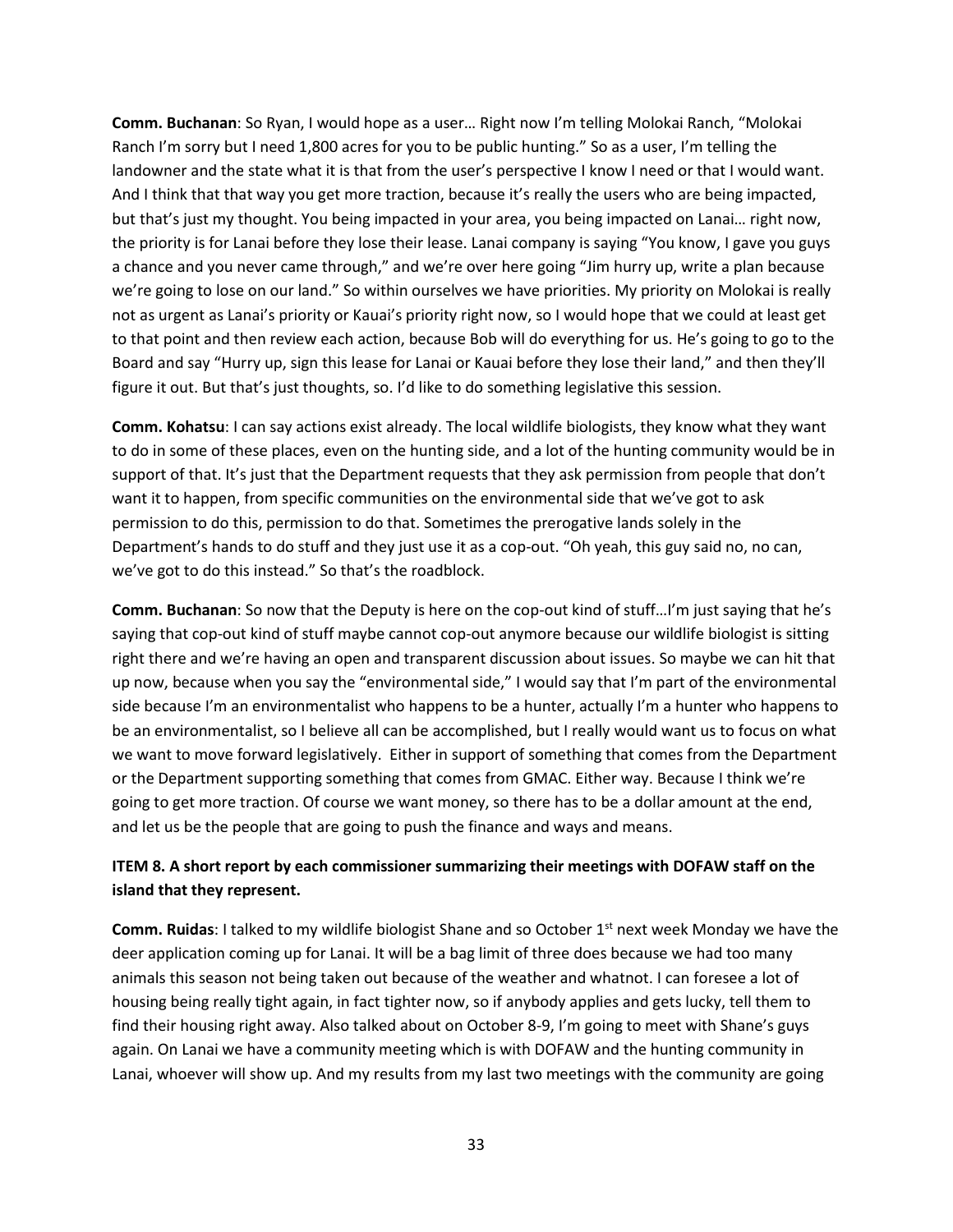**Comm. Buchanan**: So Ryan, I would hope as a user… Right now I'm telling Molokai Ranch, "Molokai Ranch I'm sorry but I need 1,800 acres for you to be public hunting." So as a user, I'm telling the landowner and the state what it is that from the user's perspective I know I need or that I would want. And I think that that way you get more traction, because it's really the users who are being impacted, but that's just my thought. You being impacted in your area, you being impacted on Lanai… right now, the priority is for Lanai before they lose their lease. Lanai company is saying "You know, I gave you guys a chance and you never came through," and we're over here going "Jim hurry up, write a plan because we're going to lose on our land." So within ourselves we have priorities. My priority on Molokai is really not as urgent as Lanai's priority or Kauai's priority right now, so I would hope that we could at least get to that point and then review each action, because Bob will do everything for us. He's going to go to the Board and say "Hurry up, sign this lease for Lanai or Kauai before they lose their land," and then they'll figure it out. But that's just thoughts, so. I'd like to do something legislative this session.

**Comm. Kohatsu**: I can say actions exist already. The local wildlife biologists, they know what they want to do in some of these places, even on the hunting side, and a lot of the hunting community would be in support of that. It's just that the Department requests that they ask permission from people that don't want it to happen, from specific communities on the environmental side that we've got to ask permission to do this, permission to do that. Sometimes the prerogative lands solely in the Department's hands to do stuff and they just use it as a cop-out. "Oh yeah, this guy said no, no can, we've got to do this instead." So that's the roadblock.

**Comm. Buchanan**: So now that the Deputy is here on the cop-out kind of stuff…I'm just saying that he's saying that cop-out kind of stuff maybe cannot cop-out anymore because our wildlife biologist is sitting right there and we're having an open and transparent discussion about issues. So maybe we can hit that up now, because when you say the "environmental side," I would say that I'm part of the environmental side because I'm an environmentalist who happens to be a hunter, actually I'm a hunter who happens to be an environmentalist, so I believe all can be accomplished, but I really would want us to focus on what we want to move forward legislatively. Either in support of something that comes from the Department or the Department supporting something that comes from GMAC. Either way. Because I think we're going to get more traction. Of course we want money, so there has to be a dollar amount at the end, and let us be the people that are going to push the finance and ways and means.

**ITEM 8. A short report by each commissioner summarizing their meetings with DOFAW staff on the island that they represent.**

**Comm. Ruidas**: I talked to my wildlife biologist Shane and so October 1st next week Monday we have the deer application coming up for Lanai. It will be a bag limit of three does because we had too many animals this season not being taken out because of the weather and whatnot. I can foresee a lot of housing being really tight again, in fact tighter now, so if anybody applies and gets lucky, tell them to find their housing right away. Also talked about on October 8-9, I'm going to meet with Shane's guys again. On Lanai we have a community meeting which is with DOFAW and the hunting community in Lanai, whoever will show up. And my results from my last two meetings with the community are going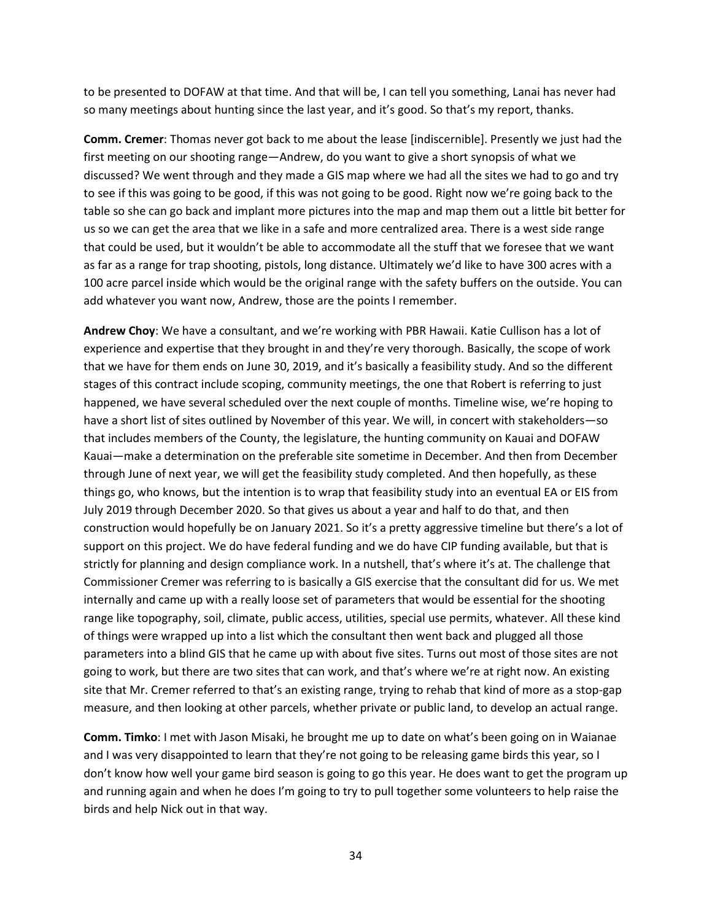to be presented to DOFAW at that time. And that will be, I can tell you something, Lanai has never had so many meetings about hunting since the last year, and it's good. So that's my report, thanks.

**Comm. Cremer**: Thomas never got back to me about the lease [indiscernible]. Presently we just had the first meeting on our shooting range—Andrew, do you want to give a short synopsis of what we discussed? We went through and they made a GIS map where we had all the sites we had to go and try to see if this was going to be good, if this was not going to be good. Right now we're going back to the table so she can go back and implant more pictures into the map and map them out a little bit better for us so we can get the area that we like in a safe and more centralized area. There is a west side range that could be used, but it wouldn't be able to accommodate all the stuff that we foresee that we want as far as a range for trap shooting, pistols, long distance. Ultimately we'd like to have 300 acres with a 100 acre parcel inside which would be the original range with the safety buffers on the outside. You can add whatever you want now, Andrew, those are the points I remember.

**Andrew Choy**: We have a consultant, and we're working with PBR Hawaii. Katie Cullison has a lot of experience and expertise that they brought in and they're very thorough. Basically, the scope of work that we have for them ends on June 30, 2019, and it's basically a feasibility study. And so the different stages of this contract include scoping, community meetings, the one that Robert is referring to just happened, we have several scheduled over the next couple of months. Timeline wise, we're hoping to have a short list of sites outlined by November of this year. We will, in concert with stakeholders—so that includes members of the County, the legislature, the hunting community on Kauai and DOFAW Kauai—make a determination on the preferable site sometime in December. And then from December through June of next year, we will get the feasibility study completed. And then hopefully, as these things go, who knows, but the intention is to wrap that feasibility study into an eventual EA or EIS from July 2019 through December 2020. So that gives us about a year and half to do that, and then construction would hopefully be on January 2021. So it's a pretty aggressive timeline but there's a lot of support on this project. We do have federal funding and we do have CIP funding available, but that is strictly for planning and design compliance work. In a nutshell, that's where it's at. The challenge that Commissioner Cremer was referring to is basically a GIS exercise that the consultant did for us. We met internally and came up with a really loose set of parameters that would be essential for the shooting range like topography, soil, climate, public access, utilities, special use permits, whatever. All these kind of things were wrapped up into a list which the consultant then went back and plugged all those parameters into a blind GIS that he came up with about five sites. Turns out most of those sites are not going to work, but there are two sites that can work, and that's where we're at right now. An existing site that Mr. Cremer referred to that's an existing range, trying to rehab that kind of more as a stop-gap measure, and then looking at other parcels, whether private or public land, to develop an actual range.

**Comm. Timko**: I met with Jason Misaki, he brought me up to date on what's been going on in Waianae and I was very disappointed to learn that they're not going to be releasing game birds this year, so I don't know how well your game bird season is going to go this year. He does want to get the program up and running again and when he does I'm going to try to pull together some volunteers to help raise the birds and help Nick out in that way.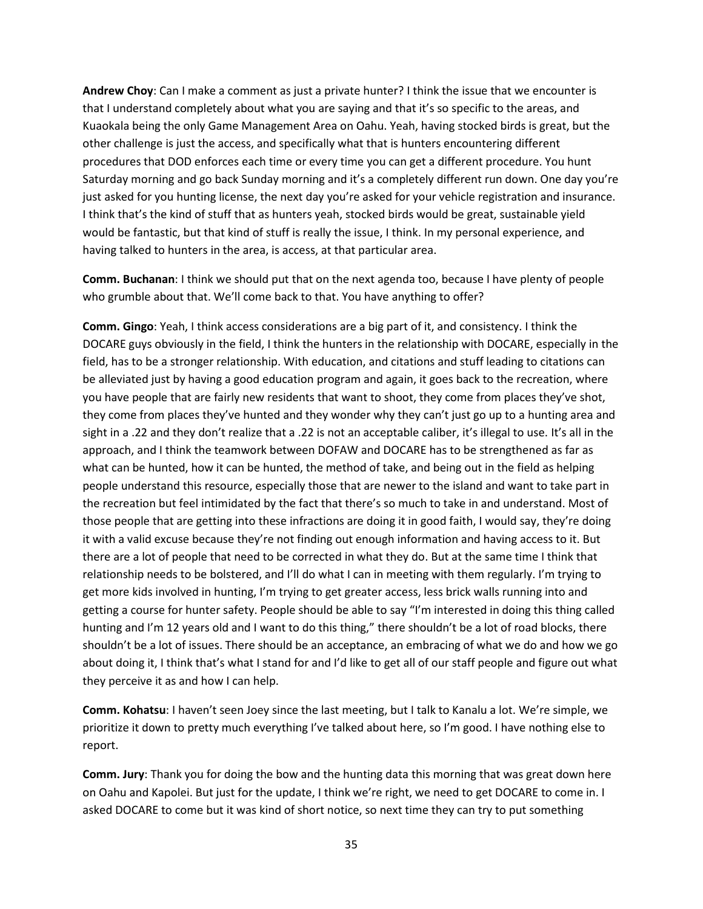**Andrew Choy**: Can I make a comment as just a private hunter? I think the issue that we encounter is that I understand completely about what you are saying and that it's so specific to the areas, and Kuaokala being the only Game Management Area on Oahu. Yeah, having stocked birds is great, but the other challenge is just the access, and specifically what that is hunters encountering different procedures that DOD enforces each time or every time you can get a different procedure. You hunt Saturday morning and go back Sunday morning and it's a completely different run down. One day you're just asked for you hunting license, the next day you're asked for your vehicle registration and insurance. I think that's the kind of stuff that as hunters yeah, stocked birds would be great, sustainable yield would be fantastic, but that kind of stuff is really the issue, I think. In my personal experience, and having talked to hunters in the area, is access, at that particular area.

**Comm. Buchanan**: I think we should put that on the next agenda too, because I have plenty of people who grumble about that. We'll come back to that. You have anything to offer?

**Comm. Gingo**: Yeah, I think access considerations are a big part of it, and consistency. I think the DOCARE guys obviously in the field, I think the hunters in the relationship with DOCARE, especially in the field, has to be a stronger relationship. With education, and citations and stuff leading to citations can be alleviated just by having a good education program and again, it goes back to the recreation, where you have people that are fairly new residents that want to shoot, they come from places they've shot, they come from places they've hunted and they wonder why they can't just go up to a hunting area and sight in a .22 and they don't realize that a .22 is not an acceptable caliber, it's illegal to use. It's all in the approach, and I think the teamwork between DOFAW and DOCARE has to be strengthened as far as what can be hunted, how it can be hunted, the method of take, and being out in the field as helping people understand this resource, especially those that are newer to the island and want to take part in the recreation but feel intimidated by the fact that there's so much to take in and understand. Most of those people that are getting into these infractions are doing it in good faith, I would say, they're doing it with a valid excuse because they're not finding out enough information and having access to it. But there are a lot of people that need to be corrected in what they do. But at the same time I think that relationship needs to be bolstered, and I'll do what I can in meeting with them regularly. I'm trying to get more kids involved in hunting, I'm trying to get greater access, less brick walls running into and getting a course for hunter safety. People should be able to say "I'm interested in doing this thing called hunting and I'm 12 years old and I want to do this thing," there shouldn't be a lot of road blocks, there shouldn't be a lot of issues. There should be an acceptance, an embracing of what we do and how we go about doing it, I think that's what I stand for and I'd like to get all of our staff people and figure out what they perceive it as and how I can help.

**Comm. Kohatsu**: I haven't seen Joey since the last meeting, but I talk to Kanalu a lot. We're simple, we prioritize it down to pretty much everything I've talked about here, so I'm good. I have nothing else to report.

**Comm. Jury**: Thank you for doing the bow and the hunting data this morning that was great down here on Oahu and Kapolei. But just for the update, I think we're right, we need to get DOCARE to come in. I asked DOCARE to come but it was kind of short notice, so next time they can try to put something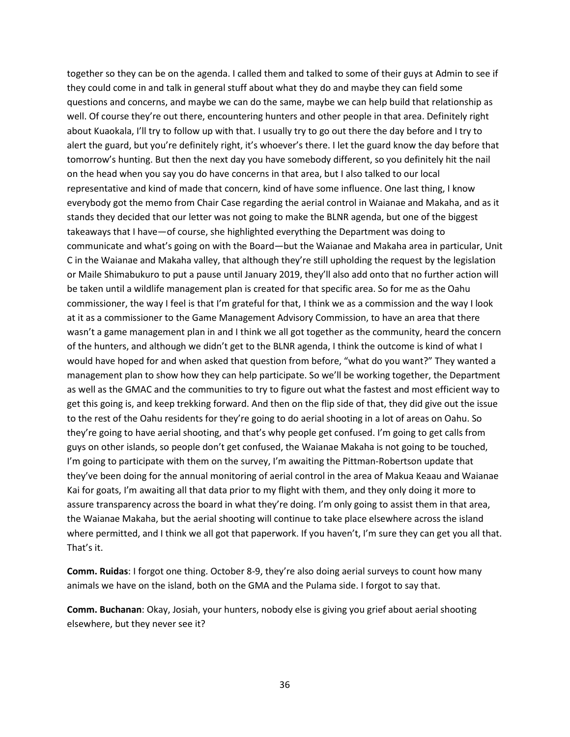together so they can be on the agenda. I called them and talked to some of their guys at Admin to see if they could come in and talk in general stuff about what they do and maybe they can field some questions and concerns, and maybe we can do the same, maybe we can help build that relationship as well. Of course they're out there, encountering hunters and other people in that area. Definitely right about Kuaokala, I'll try to follow up with that. I usually try to go out there the day before and I try to alert the guard, but you're definitely right, it's whoever's there. I let the guard know the day before that tomorrow's hunting. But then the next day you have somebody different, so you definitely hit the nail on the head when you say you do have concerns in that area, but I also talked to our local representative and kind of made that concern, kind of have some influence. One last thing, I know everybody got the memo from Chair Case regarding the aerial control in Waianae and Makaha, and as it stands they decided that our letter was not going to make the BLNR agenda, but one of the biggest takeaways that I have—of course, she highlighted everything the Department was doing to communicate and what's going on with the Board—but the Waianae and Makaha area in particular, Unit C in the Waianae and Makaha valley, that although they're still upholding the request by the legislation or Maile Shimabukuro to put a pause until January 2019, they'll also add onto that no further action will be taken until a wildlife management plan is created for that specific area. So for me as the Oahu commissioner, the way I feel is that I'm grateful for that, I think we as a commission and the way I look at it as a commissioner to the Game Management Advisory Commission, to have an area that there wasn't a game management plan in and I think we all got together as the community, heard the concern of the hunters, and although we didn't get to the BLNR agenda, I think the outcome is kind of what I would have hoped for and when asked that question from before, "what do you want?" They wanted a management plan to show how they can help participate. So we'll be working together, the Department as well as the GMAC and the communities to try to figure out what the fastest and most efficient way to get this going is, and keep trekking forward. And then on the flip side of that, they did give out the issue to the rest of the Oahu residents for they're going to do aerial shooting in a lot of areas on Oahu. So they're going to have aerial shooting, and that's why people get confused. I'm going to get calls from guys on other islands, so people don't get confused, the Waianae Makaha is not going to be touched, I'm going to participate with them on the survey, I'm awaiting the Pittman-Robertson update that they've been doing for the annual monitoring of aerial control in the area of Makua Keaau and Waianae Kai for goats, I'm awaiting all that data prior to my flight with them, and they only doing it more to assure transparency across the board in what they're doing. I'm only going to assist them in that area, the Waianae Makaha, but the aerial shooting will continue to take place elsewhere across the island where permitted, and I think we all got that paperwork. If you haven't, I'm sure they can get you all that. That's it.

**Comm. Ruidas**: I forgot one thing. October 8-9, they're also doing aerial surveys to count how many animals we have on the island, both on the GMA and the Pulama side. I forgot to say that.

**Comm. Buchanan**: Okay, Josiah, your hunters, nobody else is giving you grief about aerial shooting elsewhere, but they never see it?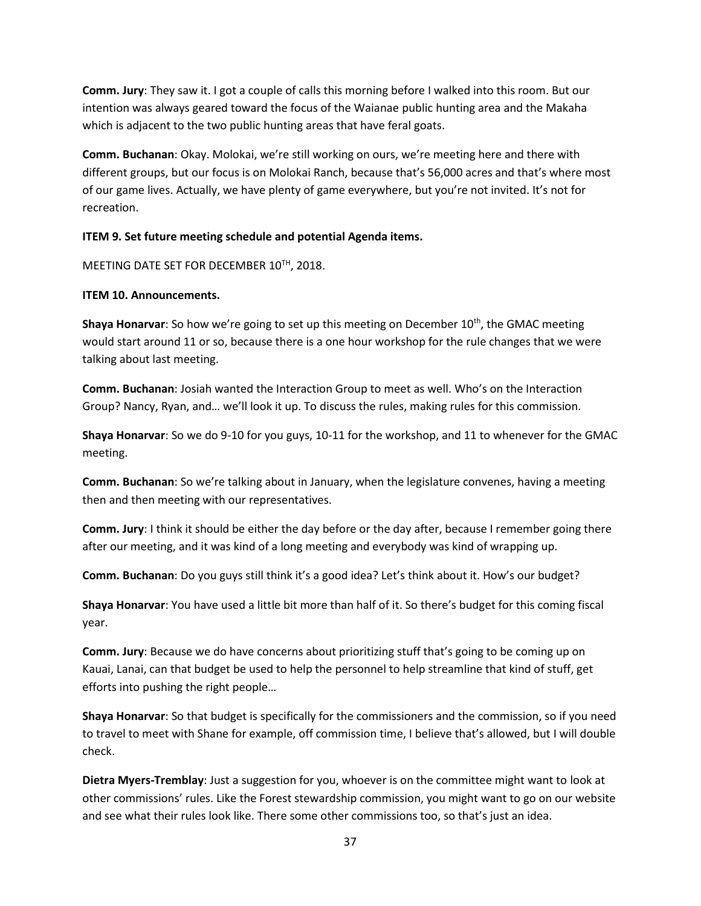**Comm. Jury**: They saw it. I got a couple of calls this morning before I walked into this room. But our intention was always geared toward the focus of the Waianae public hunting area and the Makaha which is adjacent to the two public hunting areas that have feral goats.

**Comm. Buchanan**: Okay. Molokai, we're still working on ours, we're meeting here and there with different groups, but our focus is on Molokai Ranch, because that's 56,000 acres and that's where most of our game lives. Actually, we have plenty of game everywhere, but you're not invited. It's not for recreation.

**ITEM 9. Set future meeting schedule and potential Agenda items.**

MEETING DATE SET FOR DECEMBER 10TH, 2018.

**ITEM 10. Announcements.**

**Shaya Honarvar**: So how we're going to set up this meeting on December 10th, the GMAC meeting would start around 11 or so, because there is a one hour workshop for the rule changes that we were talking about last meeting.

**Comm. Buchanan**: Josiah wanted the Interaction Group to meet as well. Who's on the Interaction Group? Nancy, Ryan, and… we'll look it up. To discuss the rules, making rules for this commission.

**Shaya Honarvar**: So we do 9-10 for you guys, 10-11 for the workshop, and 11 to whenever for the GMAC meeting.

**Comm. Buchanan**: So we're talking about in January, when the legislature convenes, having a meeting then and then meeting with our representatives.

**Comm. Jury**: I think it should be either the day before or the day after, because I remember going there after our meeting, and it was kind of a long meeting and everybody was kind of wrapping up.

**Comm. Buchanan**: Do you guys still think it's a good idea? Let's think about it. How's our budget?

**Shaya Honarvar**: You have used a little bit more than half of it. So there's budget for this coming fiscal year.

**Comm. Jury**: Because we do have concerns about prioritizing stuff that's going to be coming up on Kauai, Lanai, can that budget be used to help the personnel to help streamline that kind of stuff, get efforts into pushing the right people…

**Shaya Honarvar**: So that budget is specifically for the commissioners and the commission, so if you need to travel to meet with Shane for example, off commission time, I believe that's allowed, but I will double check.

**Dietra Myers-Tremblay**: Just a suggestion for you, whoever is on the committee might want to look at other commissions' rules. Like the Forest stewardship commission, you might want to go on our website and see what their rules look like. There some other commissions too, so that's just an idea.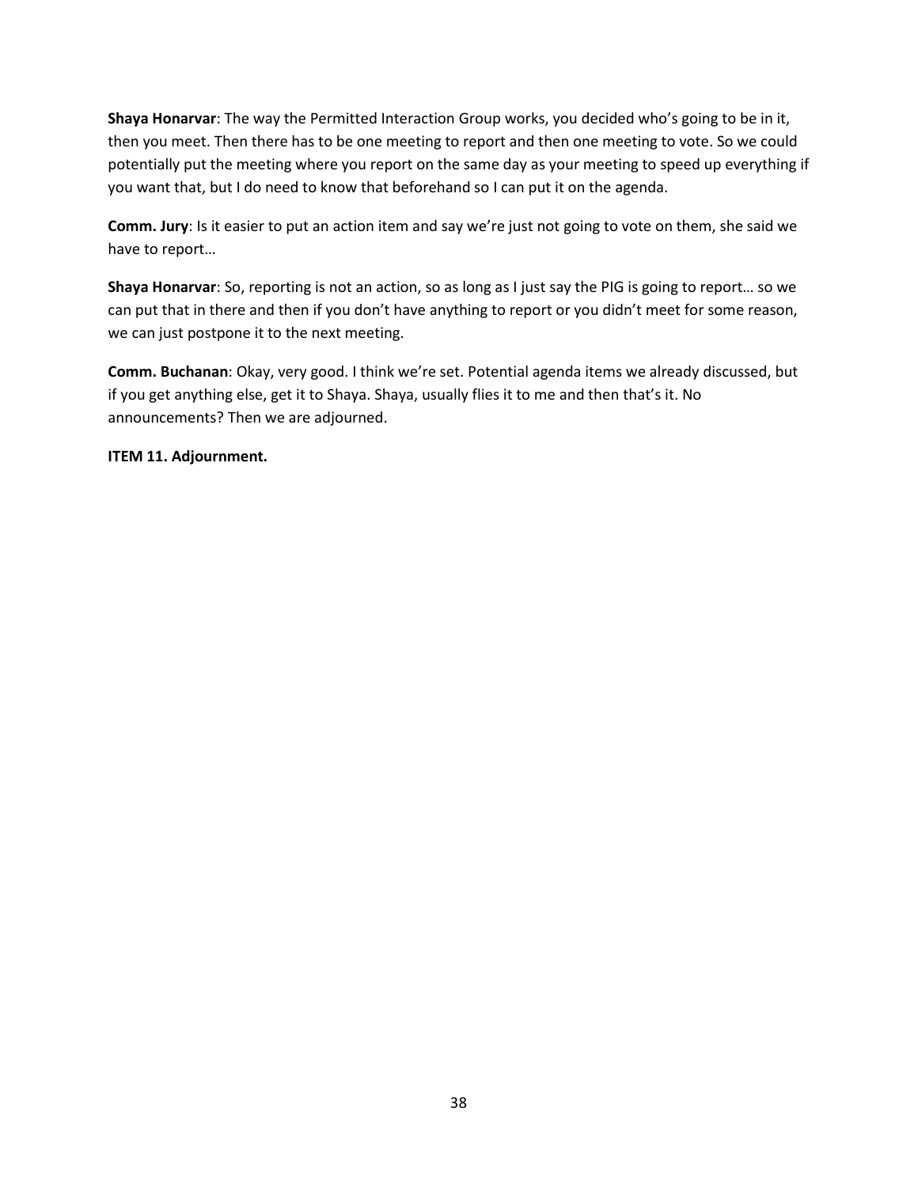**Shaya Honarvar**: The way the Permitted Interaction Group works, you decided who's going to be in it, then you meet. Then there has to be one meeting to report and then one meeting to vote. So we could potentially put the meeting where you report on the same day as your meeting to speed up everything if you want that, but I do need to know that beforehand so I can put it on the agenda.

**Comm. Jury**: Is it easier to put an action item and say we're just not going to vote on them, she said we have to report…

**Shaya Honarvar**: So, reporting is not an action, so as long as I just say the PIG is going to report… so we can put that in there and then if you don't have anything to report or you didn't meet for some reason, we can just postpone it to the next meeting.

**Comm. Buchanan**: Okay, very good. I think we're set. Potential agenda items we already discussed, but if you get anything else, get it to Shaya. Shaya, usually flies it to me and then that's it. No announcements? Then we are adjourned.

**ITEM 11. Adjournment.**